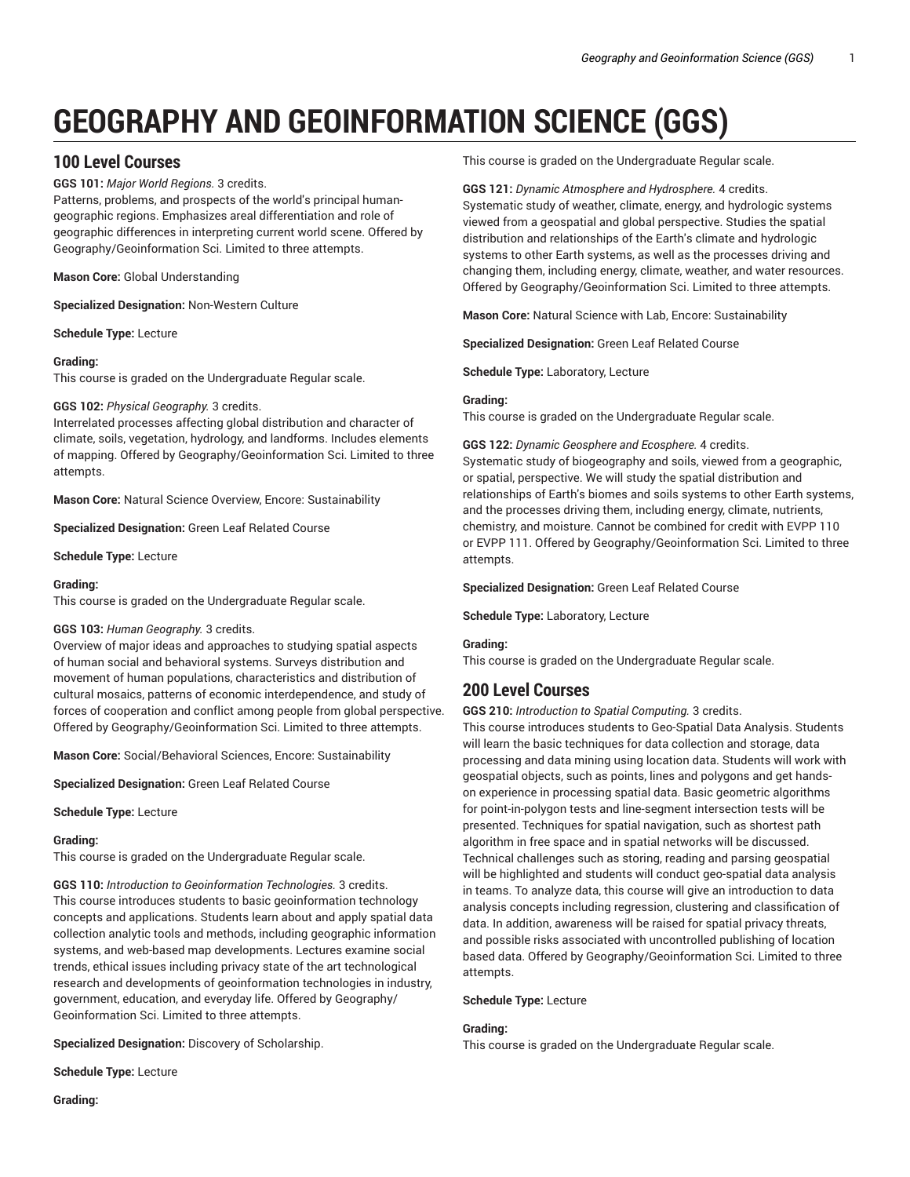# GEOGRAPHY AND GEOINFORMATION SCIENCE (GGS)

## 100 Level Courses

**GGS 101:** *Major World Regions.* 3 credits.
Patterns, problems, and prospects of the world's principal human-geographic regions. Emphasizes areal differentiation and role of geographic differences in interpreting current world scene. Offered by Geography/Geoinformation Sci. Limited to three attempts.

**Mason Core:** Global Understanding

**Specialized Designation:** Non-Western Culture

**Schedule Type:** Lecture

**Grading:**
This course is graded on the Undergraduate Regular scale.

**GGS 102:** *Physical Geography.* 3 credits.
Interrelated processes affecting global distribution and character of climate, soils, vegetation, hydrology, and landforms. Includes elements of mapping. Offered by Geography/Geoinformation Sci. Limited to three attempts.

**Mason Core:** Natural Science Overview, Encore: Sustainability

**Specialized Designation:** Green Leaf Related Course

**Schedule Type:** Lecture

**Grading:**
This course is graded on the Undergraduate Regular scale.

**GGS 103:** *Human Geography.* 3 credits.
Overview of major ideas and approaches to studying spatial aspects of human social and behavioral systems. Surveys distribution and movement of human populations, characteristics and distribution of cultural mosaics, patterns of economic interdependence, and study of forces of cooperation and conflict among people from global perspective. Offered by Geography/Geoinformation Sci. Limited to three attempts.

**Mason Core:** Social/Behavioral Sciences, Encore: Sustainability

**Specialized Designation:** Green Leaf Related Course

**Schedule Type:** Lecture

**Grading:**
This course is graded on the Undergraduate Regular scale.

**GGS 110:** *Introduction to Geoinformation Technologies.* 3 credits.
This course introduces students to basic geoinformation technology concepts and applications. Students learn about and apply spatial data collection analytic tools and methods, including geographic information systems, and web-based map developments. Lectures examine social trends, ethical issues including privacy state of the art technological research and developments of geoinformation technologies in industry, government, education, and everyday life. Offered by Geography/Geoinformation Sci. Limited to three attempts.

**Specialized Designation:** Discovery of Scholarship.

**Schedule Type:** Lecture

**Grading:**
This course is graded on the Undergraduate Regular scale.

**GGS 121:** *Dynamic Atmosphere and Hydrosphere.* 4 credits.
Systematic study of weather, climate, energy, and hydrologic systems viewed from a geospatial and global perspective. Studies the spatial distribution and relationships of the Earth's climate and hydrologic systems to other Earth systems, as well as the processes driving and changing them, including energy, climate, weather, and water resources. Offered by Geography/Geoinformation Sci. Limited to three attempts.

**Mason Core:** Natural Science with Lab, Encore: Sustainability

**Specialized Designation:** Green Leaf Related Course

**Schedule Type:** Laboratory, Lecture

**Grading:**
This course is graded on the Undergraduate Regular scale.

**GGS 122:** *Dynamic Geosphere and Ecosphere.* 4 credits.
Systematic study of biogeography and soils, viewed from a geographic, or spatial, perspective. We will study the spatial distribution and relationships of Earth's biomes and soils systems to other Earth systems, and the processes driving them, including energy, climate, nutrients, chemistry, and moisture. Cannot be combined for credit with EVPP 110 or EVPP 111. Offered by Geography/Geoinformation Sci. Limited to three attempts.

**Specialized Designation:** Green Leaf Related Course

**Schedule Type:** Laboratory, Lecture

**Grading:**
This course is graded on the Undergraduate Regular scale.

## 200 Level Courses

**GGS 210:** *Introduction to Spatial Computing.* 3 credits.
This course introduces students to Geo-Spatial Data Analysis. Students will learn the basic techniques for data collection and storage, data processing and data mining using location data. Students will work with geospatial objects, such as points, lines and polygons and get hands-on experience in processing spatial data. Basic geometric algorithms for point-in-polygon tests and line-segment intersection tests will be presented. Techniques for spatial navigation, such as shortest path algorithm in free space and in spatial networks will be discussed. Technical challenges such as storing, reading and parsing geospatial will be highlighted and students will conduct geo-spatial data analysis in teams. To analyze data, this course will give an introduction to data analysis concepts including regression, clustering and classification of data. In addition, awareness will be raised for spatial privacy threats, and possible risks associated with uncontrolled publishing of location based data. Offered by Geography/Geoinformation Sci. Limited to three attempts.

**Schedule Type:** Lecture

**Grading:**
This course is graded on the Undergraduate Regular scale.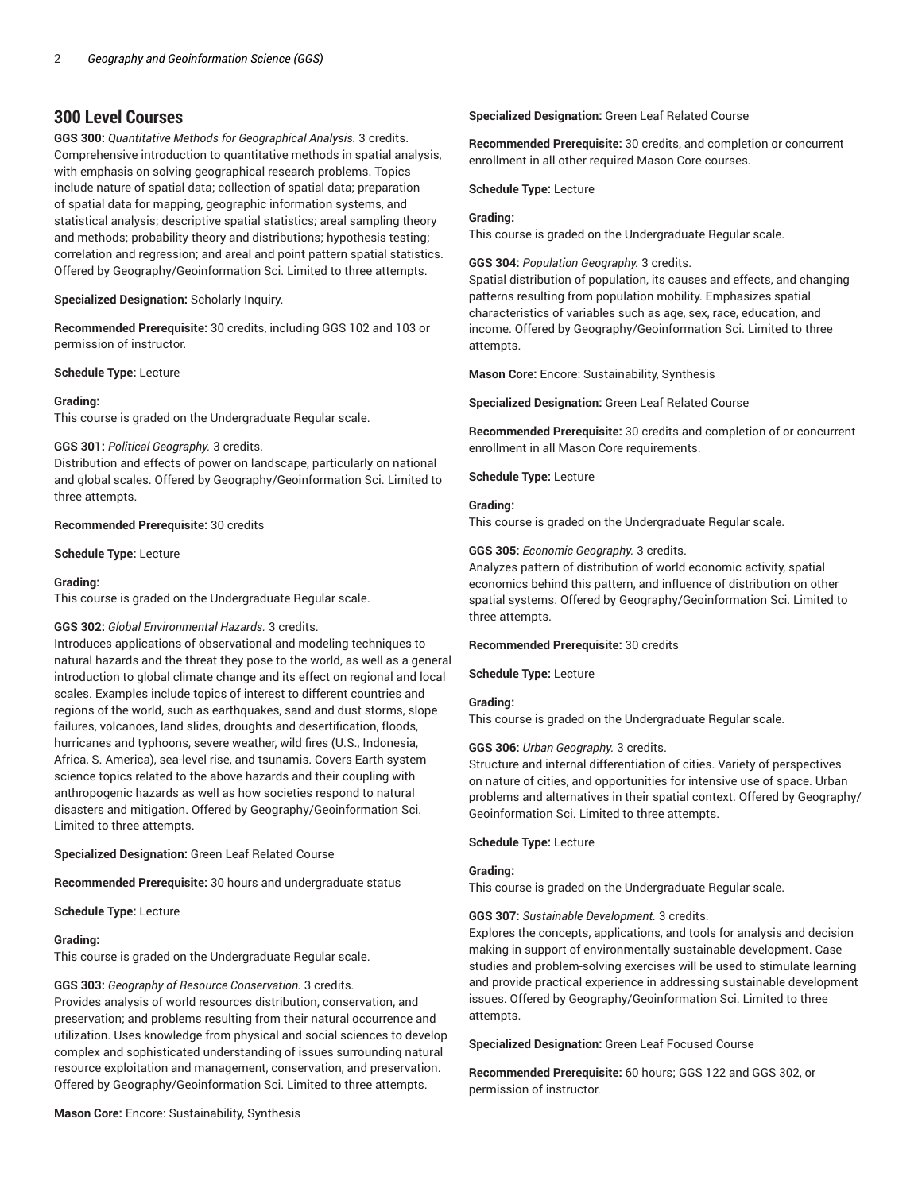## 300 Level Courses

**GGS 300:** *Quantitative Methods for Geographical Analysis.* 3 credits.
Comprehensive introduction to quantitative methods in spatial analysis, with emphasis on solving geographical research problems. Topics include nature of spatial data; collection of spatial data; preparation of spatial data for mapping, geographic information systems, and statistical analysis; descriptive spatial statistics; areal sampling theory and methods; probability theory and distributions; hypothesis testing; correlation and regression; and areal and point pattern spatial statistics. Offered by Geography/Geoinformation Sci. Limited to three attempts.

**Specialized Designation:** Scholarly Inquiry.

**Recommended Prerequisite:** 30 credits, including GGS 102 and 103 or permission of instructor.

**Schedule Type:** Lecture

**Grading:**
This course is graded on the Undergraduate Regular scale.

**GGS 301:** *Political Geography.* 3 credits.
Distribution and effects of power on landscape, particularly on national and global scales. Offered by Geography/Geoinformation Sci. Limited to three attempts.

**Recommended Prerequisite:** 30 credits

**Schedule Type:** Lecture

**Grading:**
This course is graded on the Undergraduate Regular scale.

**GGS 302:** *Global Environmental Hazards.* 3 credits.
Introduces applications of observational and modeling techniques to natural hazards and the threat they pose to the world, as well as a general introduction to global climate change and its effect on regional and local scales. Examples include topics of interest to different countries and regions of the world, such as earthquakes, sand and dust storms, slope failures, volcanoes, land slides, droughts and desertification, floods, hurricanes and typhoons, severe weather, wild fires (U.S., Indonesia, Africa, S. America), sea-level rise, and tsunamis. Covers Earth system science topics related to the above hazards and their coupling with anthropogenic hazards as well as how societies respond to natural disasters and mitigation. Offered by Geography/Geoinformation Sci. Limited to three attempts.

**Specialized Designation:** Green Leaf Related Course

**Recommended Prerequisite:** 30 hours and undergraduate status

**Schedule Type:** Lecture

**Grading:**
This course is graded on the Undergraduate Regular scale.

**GGS 303:** *Geography of Resource Conservation.* 3 credits.
Provides analysis of world resources distribution, conservation, and preservation; and problems resulting from their natural occurrence and utilization. Uses knowledge from physical and social sciences to develop complex and sophisticated understanding of issues surrounding natural resource exploitation and management, conservation, and preservation. Offered by Geography/Geoinformation Sci. Limited to three attempts.

**Mason Core:** Encore: Sustainability, Synthesis

**Specialized Designation:** Green Leaf Related Course

**Recommended Prerequisite:** 30 credits, and completion or concurrent enrollment in all other required Mason Core courses.

**Schedule Type:** Lecture

**Grading:**
This course is graded on the Undergraduate Regular scale.

**GGS 304:** *Population Geography.* 3 credits.
Spatial distribution of population, its causes and effects, and changing patterns resulting from population mobility. Emphasizes spatial characteristics of variables such as age, sex, race, education, and income. Offered by Geography/Geoinformation Sci. Limited to three attempts.

**Mason Core:** Encore: Sustainability, Synthesis

**Specialized Designation:** Green Leaf Related Course

**Recommended Prerequisite:** 30 credits and completion of or concurrent enrollment in all Mason Core requirements.

**Schedule Type:** Lecture

**Grading:**
This course is graded on the Undergraduate Regular scale.

**GGS 305:** *Economic Geography.* 3 credits.
Analyzes pattern of distribution of world economic activity, spatial economics behind this pattern, and influence of distribution on other spatial systems. Offered by Geography/Geoinformation Sci. Limited to three attempts.

**Recommended Prerequisite:** 30 credits

**Schedule Type:** Lecture

**Grading:**
This course is graded on the Undergraduate Regular scale.

**GGS 306:** *Urban Geography.* 3 credits.
Structure and internal differentiation of cities. Variety of perspectives on nature of cities, and opportunities for intensive use of space. Urban problems and alternatives in their spatial context. Offered by Geography/Geoinformation Sci. Limited to three attempts.

**Schedule Type:** Lecture

**Grading:**
This course is graded on the Undergraduate Regular scale.

**GGS 307:** *Sustainable Development.* 3 credits.
Explores the concepts, applications, and tools for analysis and decision making in support of environmentally sustainable development. Case studies and problem-solving exercises will be used to stimulate learning and provide practical experience in addressing sustainable development issues. Offered by Geography/Geoinformation Sci. Limited to three attempts.

**Specialized Designation:** Green Leaf Focused Course

**Recommended Prerequisite:** 60 hours; GGS 122 and GGS 302, or permission of instructor.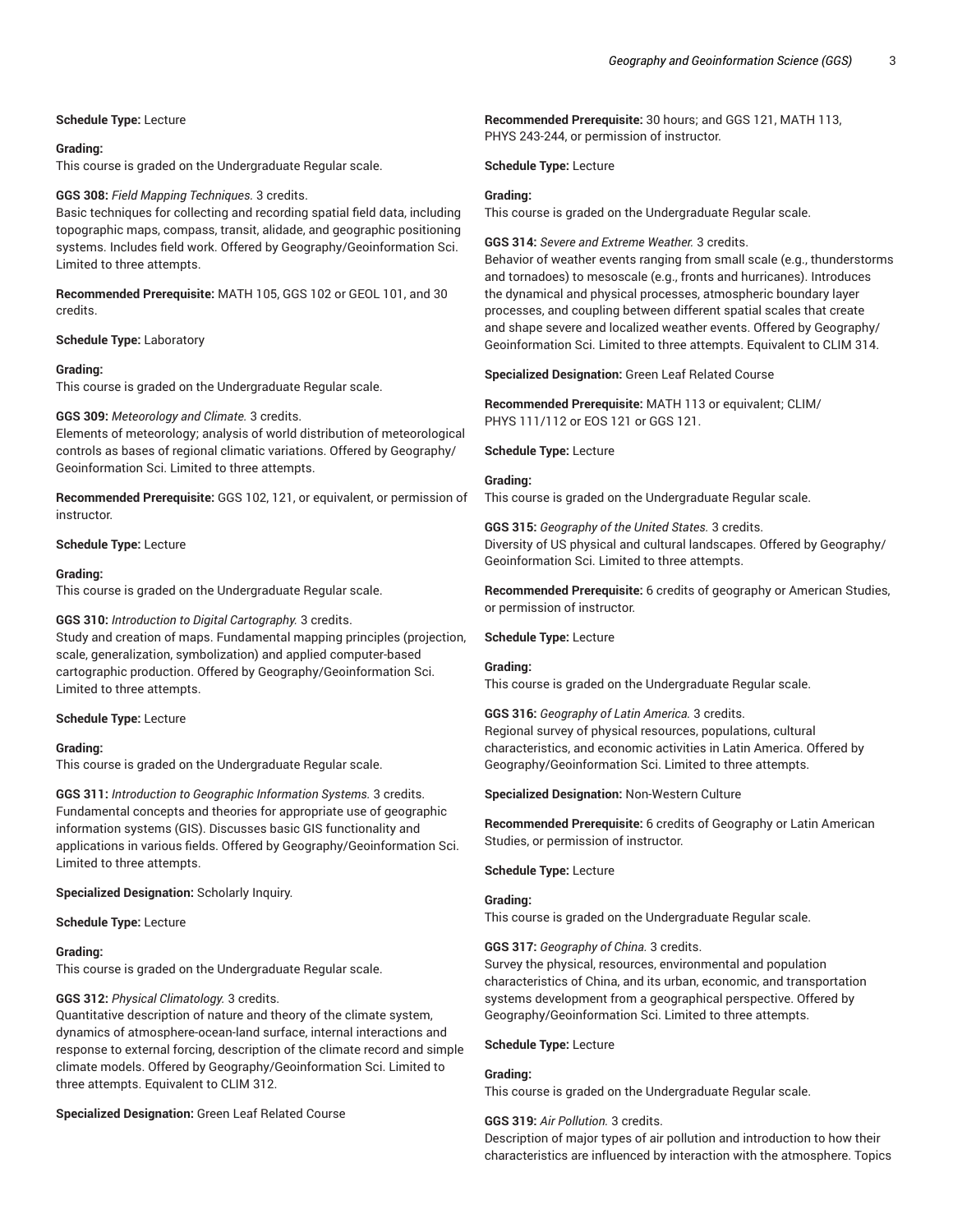**Schedule Type:** Lecture

**Grading:**
This course is graded on the Undergraduate Regular scale.

**GGS 308:** *Field Mapping Techniques.* 3 credits.
Basic techniques for collecting and recording spatial field data, including topographic maps, compass, transit, alidade, and geographic positioning systems. Includes field work. Offered by Geography/Geoinformation Sci. Limited to three attempts.

**Recommended Prerequisite:** MATH 105, GGS 102 or GEOL 101, and 30 credits.

**Schedule Type:** Laboratory

**Grading:**
This course is graded on the Undergraduate Regular scale.

**GGS 309:** *Meteorology and Climate.* 3 credits.
Elements of meteorology; analysis of world distribution of meteorological controls as bases of regional climatic variations. Offered by Geography/Geoinformation Sci. Limited to three attempts.

**Recommended Prerequisite:** GGS 102, 121, or equivalent, or permission of instructor.

**Schedule Type:** Lecture

**Grading:**
This course is graded on the Undergraduate Regular scale.

**GGS 310:** *Introduction to Digital Cartography.* 3 credits.
Study and creation of maps. Fundamental mapping principles (projection, scale, generalization, symbolization) and applied computer-based cartographic production. Offered by Geography/Geoinformation Sci. Limited to three attempts.

**Schedule Type:** Lecture

**Grading:**
This course is graded on the Undergraduate Regular scale.

**GGS 311:** *Introduction to Geographic Information Systems.* 3 credits.
Fundamental concepts and theories for appropriate use of geographic information systems (GIS). Discusses basic GIS functionality and applications in various fields. Offered by Geography/Geoinformation Sci. Limited to three attempts.

**Specialized Designation:** Scholarly Inquiry.

**Schedule Type:** Lecture

**Grading:**
This course is graded on the Undergraduate Regular scale.

**GGS 312:** *Physical Climatology.* 3 credits.
Quantitative description of nature and theory of the climate system, dynamics of atmosphere-ocean-land surface, internal interactions and response to external forcing, description of the climate record and simple climate models. Offered by Geography/Geoinformation Sci. Limited to three attempts. Equivalent to CLIM 312.

**Specialized Designation:** Green Leaf Related Course

**Recommended Prerequisite:** 30 hours; and GGS 121, MATH 113, PHYS 243-244, or permission of instructor.

**Schedule Type:** Lecture

**Grading:**
This course is graded on the Undergraduate Regular scale.

**GGS 314:** *Severe and Extreme Weather.* 3 credits.
Behavior of weather events ranging from small scale (e.g., thunderstorms and tornadoes) to mesoscale (e.g., fronts and hurricanes). Introduces the dynamical and physical processes, atmospheric boundary layer processes, and coupling between different spatial scales that create and shape severe and localized weather events. Offered by Geography/Geoinformation Sci. Limited to three attempts. Equivalent to CLIM 314.

**Specialized Designation:** Green Leaf Related Course

**Recommended Prerequisite:** MATH 113 or equivalent; CLIM/PHYS 111/112 or EOS 121 or GGS 121.

**Schedule Type:** Lecture

**Grading:**
This course is graded on the Undergraduate Regular scale.

**GGS 315:** *Geography of the United States.* 3 credits.
Diversity of US physical and cultural landscapes. Offered by Geography/Geoinformation Sci. Limited to three attempts.

**Recommended Prerequisite:** 6 credits of geography or American Studies, or permission of instructor.

**Schedule Type:** Lecture

**Grading:**
This course is graded on the Undergraduate Regular scale.

**GGS 316:** *Geography of Latin America.* 3 credits.
Regional survey of physical resources, populations, cultural characteristics, and economic activities in Latin America. Offered by Geography/Geoinformation Sci. Limited to three attempts.

**Specialized Designation:** Non-Western Culture

**Recommended Prerequisite:** 6 credits of Geography or Latin American Studies, or permission of instructor.

**Schedule Type:** Lecture

**Grading:**
This course is graded on the Undergraduate Regular scale.

**GGS 317:** *Geography of China.* 3 credits.
Survey the physical, resources, environmental and population characteristics of China, and its urban, economic, and transportation systems development from a geographical perspective. Offered by Geography/Geoinformation Sci. Limited to three attempts.

**Schedule Type:** Lecture

**Grading:**
This course is graded on the Undergraduate Regular scale.

**GGS 319:** *Air Pollution.* 3 credits.
Description of major types of air pollution and introduction to how their characteristics are influenced by interaction with the atmosphere. Topics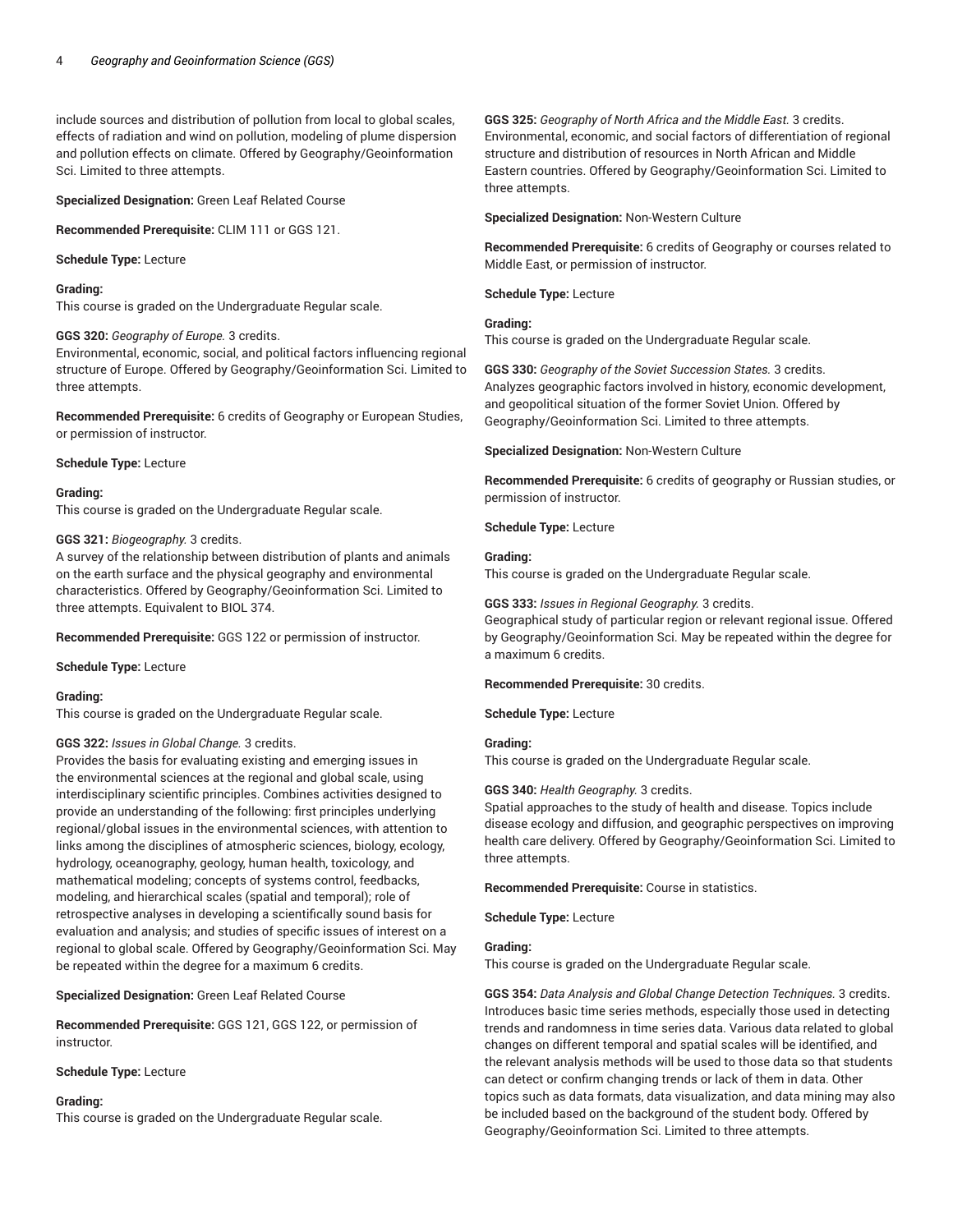include sources and distribution of pollution from local to global scales, effects of radiation and wind on pollution, modeling of plume dispersion and pollution effects on climate. Offered by Geography/Geoinformation Sci. Limited to three attempts.

**Specialized Designation:** Green Leaf Related Course

**Recommended Prerequisite:** CLIM 111 or GGS 121.

**Schedule Type:** Lecture

**Grading:**
This course is graded on the Undergraduate Regular scale.

**GGS 320:** *Geography of Europe.* 3 credits.
Environmental, economic, social, and political factors influencing regional structure of Europe. Offered by Geography/Geoinformation Sci. Limited to three attempts.

**Recommended Prerequisite:** 6 credits of Geography or European Studies, or permission of instructor.

**Schedule Type:** Lecture

**Grading:**
This course is graded on the Undergraduate Regular scale.

**GGS 321:** *Biogeography.* 3 credits.
A survey of the relationship between distribution of plants and animals on the earth surface and the physical geography and environmental characteristics. Offered by Geography/Geoinformation Sci. Limited to three attempts. Equivalent to BIOL 374.

**Recommended Prerequisite:** GGS 122 or permission of instructor.

**Schedule Type:** Lecture

**Grading:**
This course is graded on the Undergraduate Regular scale.

**GGS 322:** *Issues in Global Change.* 3 credits.
Provides the basis for evaluating existing and emerging issues in the environmental sciences at the regional and global scale, using interdisciplinary scientific principles. Combines activities designed to provide an understanding of the following: first principles underlying regional/global issues in the environmental sciences, with attention to links among the disciplines of atmospheric sciences, biology, ecology, hydrology, oceanography, geology, human health, toxicology, and mathematical modeling; concepts of systems control, feedbacks, modeling, and hierarchical scales (spatial and temporal); role of retrospective analyses in developing a scientifically sound basis for evaluation and analysis; and studies of specific issues of interest on a regional to global scale. Offered by Geography/Geoinformation Sci. May be repeated within the degree for a maximum 6 credits.

**Specialized Designation:** Green Leaf Related Course

**Recommended Prerequisite:** GGS 121, GGS 122, or permission of instructor.

**Schedule Type:** Lecture

**Grading:**
This course is graded on the Undergraduate Regular scale.

**GGS 325:** *Geography of North Africa and the Middle East.* 3 credits.
Environmental, economic, and social factors of differentiation of regional structure and distribution of resources in North African and Middle Eastern countries. Offered by Geography/Geoinformation Sci. Limited to three attempts.

**Specialized Designation:** Non-Western Culture

**Recommended Prerequisite:** 6 credits of Geography or courses related to Middle East, or permission of instructor.

**Schedule Type:** Lecture

**Grading:**
This course is graded on the Undergraduate Regular scale.

**GGS 330:** *Geography of the Soviet Succession States.* 3 credits.
Analyzes geographic factors involved in history, economic development, and geopolitical situation of the former Soviet Union. Offered by Geography/Geoinformation Sci. Limited to three attempts.

**Specialized Designation:** Non-Western Culture

**Recommended Prerequisite:** 6 credits of geography or Russian studies, or permission of instructor.

**Schedule Type:** Lecture

**Grading:**
This course is graded on the Undergraduate Regular scale.

**GGS 333:** *Issues in Regional Geography.* 3 credits.
Geographical study of particular region or relevant regional issue. Offered by Geography/Geoinformation Sci. May be repeated within the degree for a maximum 6 credits.

**Recommended Prerequisite:** 30 credits.

**Schedule Type:** Lecture

**Grading:**
This course is graded on the Undergraduate Regular scale.

**GGS 340:** *Health Geography.* 3 credits.
Spatial approaches to the study of health and disease. Topics include disease ecology and diffusion, and geographic perspectives on improving health care delivery. Offered by Geography/Geoinformation Sci. Limited to three attempts.

**Recommended Prerequisite:** Course in statistics.

**Schedule Type:** Lecture

**Grading:**
This course is graded on the Undergraduate Regular scale.

**GGS 354:** *Data Analysis and Global Change Detection Techniques.* 3 credits.
Introduces basic time series methods, especially those used in detecting trends and randomness in time series data. Various data related to global changes on different temporal and spatial scales will be identified, and the relevant analysis methods will be used to those data so that students can detect or confirm changing trends or lack of them in data. Other topics such as data formats, data visualization, and data mining may also be included based on the background of the student body. Offered by Geography/Geoinformation Sci. Limited to three attempts.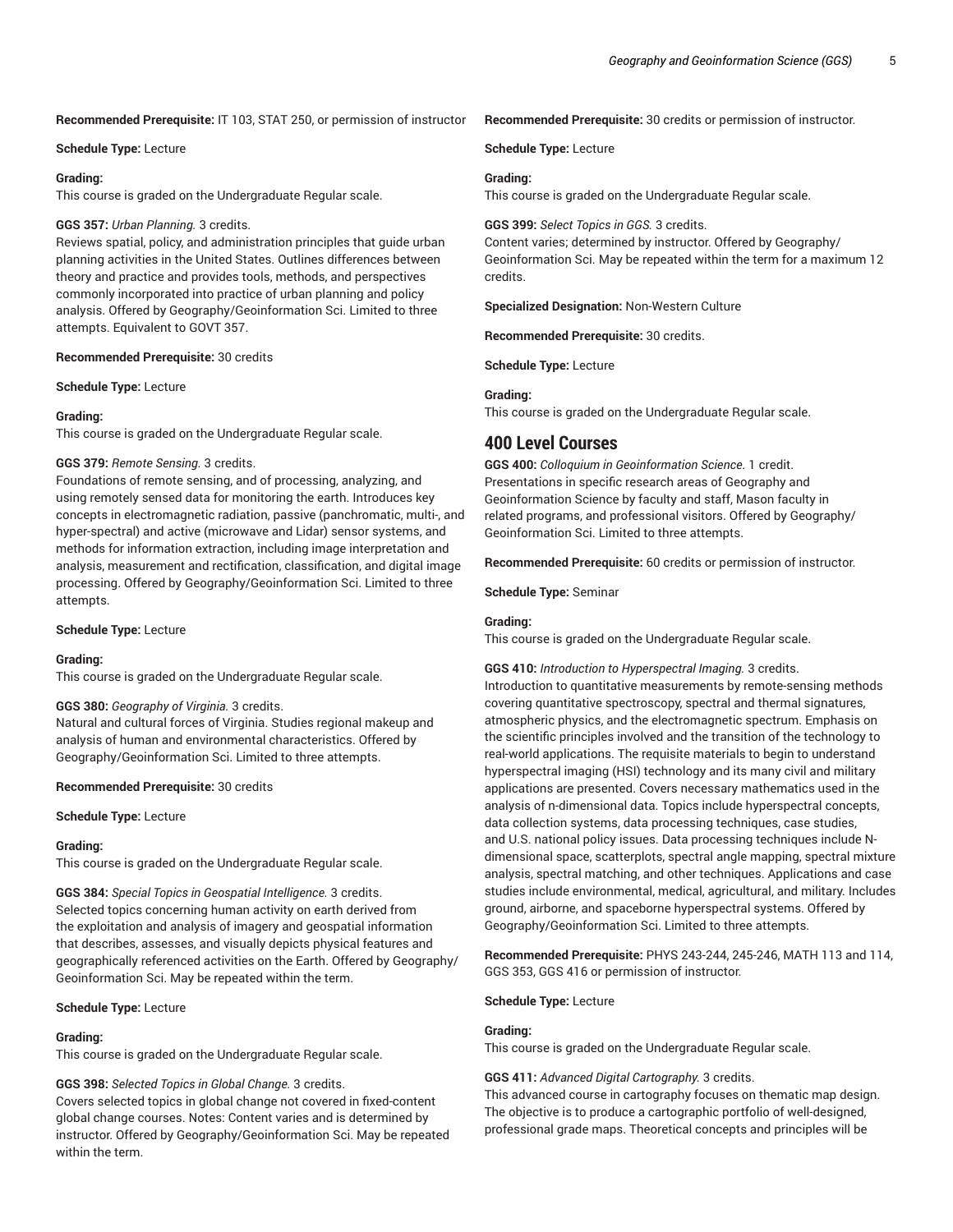**Recommended Prerequisite:** IT 103, STAT 250, or permission of instructor

**Schedule Type:** Lecture

**Grading:**
This course is graded on the Undergraduate Regular scale.

**GGS 357:** *Urban Planning.* 3 credits.
Reviews spatial, policy, and administration principles that guide urban planning activities in the United States. Outlines differences between theory and practice and provides tools, methods, and perspectives commonly incorporated into practice of urban planning and policy analysis. Offered by Geography/Geoinformation Sci. Limited to three attempts. Equivalent to GOVT 357.

**Recommended Prerequisite:** 30 credits

**Schedule Type:** Lecture

**Grading:**
This course is graded on the Undergraduate Regular scale.

**GGS 379:** *Remote Sensing.* 3 credits.
Foundations of remote sensing, and of processing, analyzing, and using remotely sensed data for monitoring the earth. Introduces key concepts in electromagnetic radiation, passive (panchromatic, multi-, and hyper-spectral) and active (microwave and Lidar) sensor systems, and methods for information extraction, including image interpretation and analysis, measurement and rectification, classification, and digital image processing. Offered by Geography/Geoinformation Sci. Limited to three attempts.

**Schedule Type:** Lecture

**Grading:**
This course is graded on the Undergraduate Regular scale.

**GGS 380:** *Geography of Virginia.* 3 credits.
Natural and cultural forces of Virginia. Studies regional makeup and analysis of human and environmental characteristics. Offered by Geography/Geoinformation Sci. Limited to three attempts.

**Recommended Prerequisite:** 30 credits

**Schedule Type:** Lecture

**Grading:**
This course is graded on the Undergraduate Regular scale.

**GGS 384:** *Special Topics in Geospatial Intelligence.* 3 credits.
Selected topics concerning human activity on earth derived from the exploitation and analysis of imagery and geospatial information that describes, assesses, and visually depicts physical features and geographically referenced activities on the Earth. Offered by Geography/Geoinformation Sci. May be repeated within the term.

**Schedule Type:** Lecture

**Grading:**
This course is graded on the Undergraduate Regular scale.

**GGS 398:** *Selected Topics in Global Change.* 3 credits.
Covers selected topics in global change not covered in fixed-content global change courses. Notes: Content varies and is determined by instructor. Offered by Geography/Geoinformation Sci. May be repeated within the term.

**Recommended Prerequisite:** 30 credits or permission of instructor.

**Schedule Type:** Lecture

**Grading:**
This course is graded on the Undergraduate Regular scale.

**GGS 399:** *Select Topics in GGS.* 3 credits.
Content varies; determined by instructor. Offered by Geography/Geoinformation Sci. May be repeated within the term for a maximum 12 credits.

**Specialized Designation:** Non-Western Culture

**Recommended Prerequisite:** 30 credits.

**Schedule Type:** Lecture

**Grading:**
This course is graded on the Undergraduate Regular scale.

## 400 Level Courses

**GGS 400:** *Colloquium in Geoinformation Science.* 1 credit.
Presentations in specific research areas of Geography and Geoinformation Science by faculty and staff, Mason faculty in related programs, and professional visitors. Offered by Geography/Geoinformation Sci. Limited to three attempts.

**Recommended Prerequisite:** 60 credits or permission of instructor.

**Schedule Type:** Seminar

**Grading:**
This course is graded on the Undergraduate Regular scale.

**GGS 410:** *Introduction to Hyperspectral Imaging.* 3 credits.
Introduction to quantitative measurements by remote-sensing methods covering quantitative spectroscopy, spectral and thermal signatures, atmospheric physics, and the electromagnetic spectrum. Emphasis on the scientific principles involved and the transition of the technology to real-world applications. The requisite materials to begin to understand hyperspectral imaging (HSI) technology and its many civil and military applications are presented. Covers necessary mathematics used in the analysis of n-dimensional data. Topics include hyperspectral concepts, data collection systems, data processing techniques, case studies, and U.S. national policy issues. Data processing techniques include N-dimensional space, scatterplots, spectral angle mapping, spectral mixture analysis, spectral matching, and other techniques. Applications and case studies include environmental, medical, agricultural, and military. Includes ground, airborne, and spaceborne hyperspectral systems. Offered by Geography/Geoinformation Sci. Limited to three attempts.

**Recommended Prerequisite:** PHYS 243-244, 245-246, MATH 113 and 114, GGS 353, GGS 416 or permission of instructor.

**Schedule Type:** Lecture

**Grading:**
This course is graded on the Undergraduate Regular scale.

**GGS 411:** *Advanced Digital Cartography.* 3 credits.
This advanced course in cartography focuses on thematic map design. The objective is to produce a cartographic portfolio of well-designed, professional grade maps. Theoretical concepts and principles will be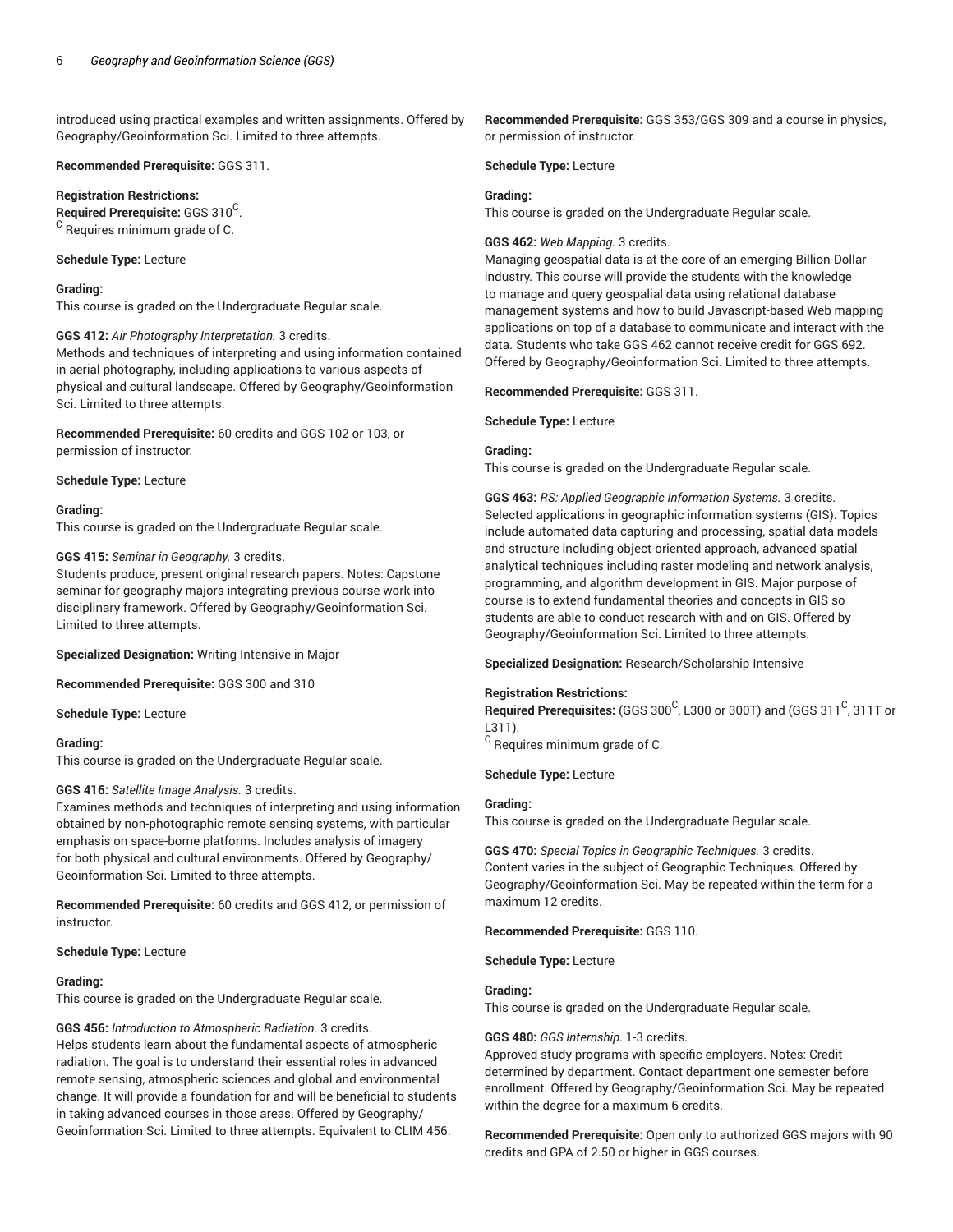introduced using practical examples and written assignments. Offered by Geography/Geoinformation Sci. Limited to three attempts.

**Recommended Prerequisite:** GGS 311.

**Registration Restrictions:**
**Required Prerequisite:** GGS 310[C].
[C] Requires minimum grade of C.

**Schedule Type:** Lecture

**Grading:**
This course is graded on the Undergraduate Regular scale.

**GGS 412:** *Air Photography Interpretation.* 3 credits.
Methods and techniques of interpreting and using information contained in aerial photography, including applications to various aspects of physical and cultural landscape. Offered by Geography/Geoinformation Sci. Limited to three attempts.

**Recommended Prerequisite:** 60 credits and GGS 102 or 103, or permission of instructor.

**Schedule Type:** Lecture

**Grading:**
This course is graded on the Undergraduate Regular scale.

**GGS 415:** *Seminar in Geography.* 3 credits.
Students produce, present original research papers. Notes: Capstone seminar for geography majors integrating previous course work into disciplinary framework. Offered by Geography/Geoinformation Sci. Limited to three attempts.

**Specialized Designation:** Writing Intensive in Major

**Recommended Prerequisite:** GGS 300 and 310

**Schedule Type:** Lecture

**Grading:**
This course is graded on the Undergraduate Regular scale.

**GGS 416:** *Satellite Image Analysis.* 3 credits.
Examines methods and techniques of interpreting and using information obtained by non-photographic remote sensing systems, with particular emphasis on space-borne platforms. Includes analysis of imagery for both physical and cultural environments. Offered by Geography/Geoinformation Sci. Limited to three attempts.

**Recommended Prerequisite:** 60 credits and GGS 412, or permission of instructor.

**Schedule Type:** Lecture

**Grading:**
This course is graded on the Undergraduate Regular scale.

**GGS 456:** *Introduction to Atmospheric Radiation.* 3 credits.
Helps students learn about the fundamental aspects of atmospheric radiation. The goal is to understand their essential roles in advanced remote sensing, atmospheric sciences and global and environmental change. It will provide a foundation for and will be beneficial to students in taking advanced courses in those areas. Offered by Geography/Geoinformation Sci. Limited to three attempts. Equivalent to CLIM 456.

**Recommended Prerequisite:** GGS 353/GGS 309 and a course in physics, or permission of instructor.

**Schedule Type:** Lecture

**Grading:**
This course is graded on the Undergraduate Regular scale.

**GGS 462:** *Web Mapping.* 3 credits.
Managing geospatial data is at the core of an emerging Billion-Dollar industry. This course will provide the students with the knowledge to manage and query geospalial data using relational database management systems and how to build Javascript-based Web mapping applications on top of a database to communicate and interact with the data. Students who take GGS 462 cannot receive credit for GGS 692. Offered by Geography/Geoinformation Sci. Limited to three attempts.

**Recommended Prerequisite:** GGS 311.

**Schedule Type:** Lecture

**Grading:**
This course is graded on the Undergraduate Regular scale.

**GGS 463:** *RS: Applied Geographic Information Systems.* 3 credits.
Selected applications in geographic information systems (GIS). Topics include automated data capturing and processing, spatial data models and structure including object-oriented approach, advanced spatial analytical techniques including raster modeling and network analysis, programming, and algorithm development in GIS. Major purpose of course is to extend fundamental theories and concepts in GIS so students are able to conduct research with and on GIS. Offered by Geography/Geoinformation Sci. Limited to three attempts.

**Specialized Designation:** Research/Scholarship Intensive

**Registration Restrictions:**
**Required Prerequisites:** (GGS 300[C], L300 or 300T) and (GGS 311[C], 311T or L311).
[C] Requires minimum grade of C.

**Schedule Type:** Lecture

**Grading:**
This course is graded on the Undergraduate Regular scale.

**GGS 470:** *Special Topics in Geographic Techniques.* 3 credits.
Content varies in the subject of Geographic Techniques. Offered by Geography/Geoinformation Sci. May be repeated within the term for a maximum 12 credits.

**Recommended Prerequisite:** GGS 110.

**Schedule Type:** Lecture

**Grading:**
This course is graded on the Undergraduate Regular scale.

**GGS 480:** *GGS Internship.* 1-3 credits.
Approved study programs with specific employers. Notes: Credit determined by department. Contact department one semester before enrollment. Offered by Geography/Geoinformation Sci. May be repeated within the degree for a maximum 6 credits.

**Recommended Prerequisite:** Open only to authorized GGS majors with 90 credits and GPA of 2.50 or higher in GGS courses.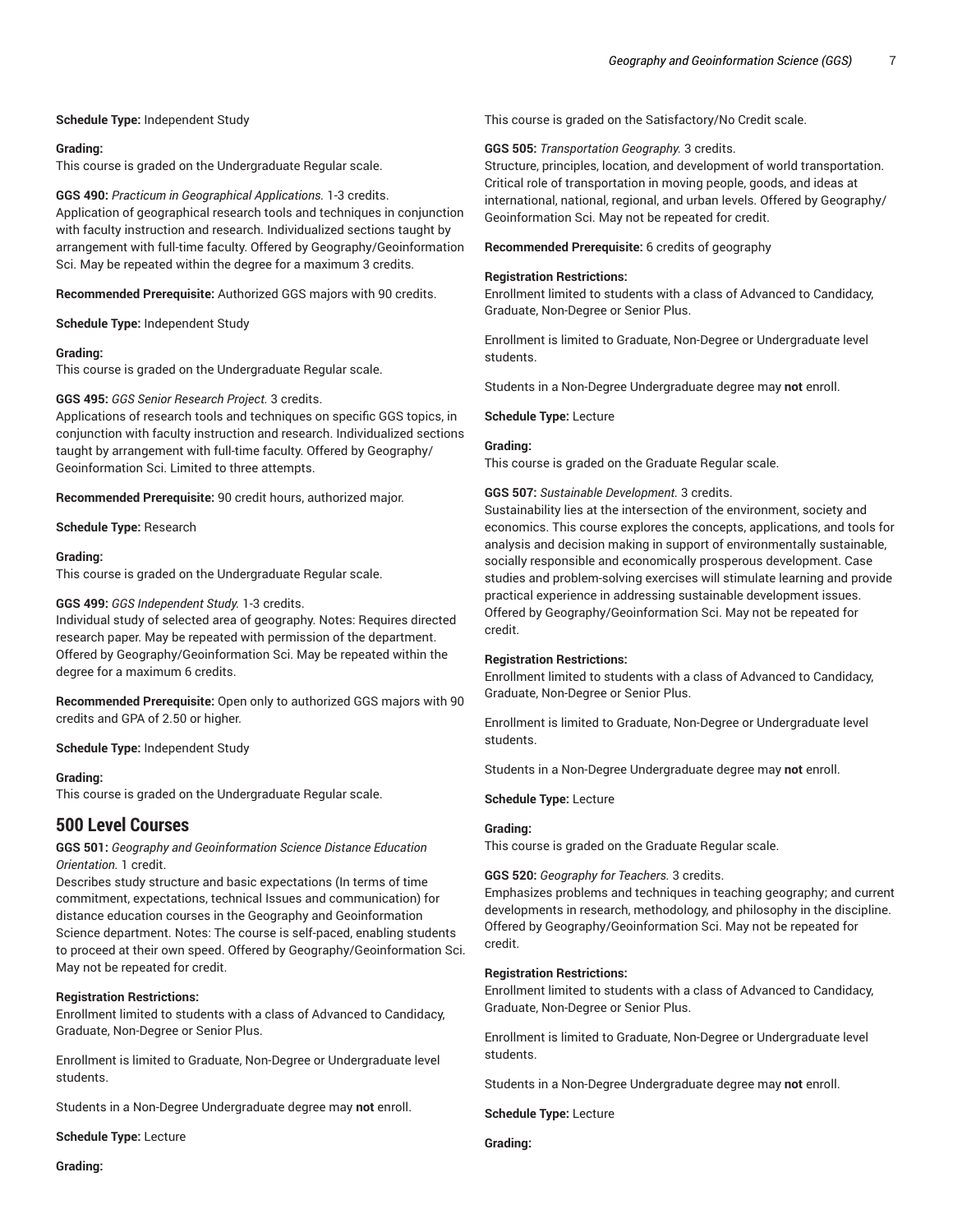**Schedule Type:** Independent Study

**Grading:**
This course is graded on the Undergraduate Regular scale.

**GGS 490:** *Practicum in Geographical Applications.* 1-3 credits.
Application of geographical research tools and techniques in conjunction with faculty instruction and research. Individualized sections taught by arrangement with full-time faculty. Offered by Geography/Geoinformation Sci. May be repeated within the degree for a maximum 3 credits.

**Recommended Prerequisite:** Authorized GGS majors with 90 credits.

**Schedule Type:** Independent Study

**Grading:**
This course is graded on the Undergraduate Regular scale.

**GGS 495:** *GGS Senior Research Project.* 3 credits.
Applications of research tools and techniques on specific GGS topics, in conjunction with faculty instruction and research. Individualized sections taught by arrangement with full-time faculty. Offered by Geography/Geoinformation Sci. Limited to three attempts.

**Recommended Prerequisite:** 90 credit hours, authorized major.

**Schedule Type:** Research

**Grading:**
This course is graded on the Undergraduate Regular scale.

**GGS 499:** *GGS Independent Study.* 1-3 credits.
Individual study of selected area of geography. Notes: Requires directed research paper. May be repeated with permission of the department. Offered by Geography/Geoinformation Sci. May be repeated within the degree for a maximum 6 credits.

**Recommended Prerequisite:** Open only to authorized GGS majors with 90 credits and GPA of 2.50 or higher.

**Schedule Type:** Independent Study

**Grading:**
This course is graded on the Undergraduate Regular scale.

## 500 Level Courses

**GGS 501:** *Geography and Geoinformation Science Distance Education Orientation.* 1 credit.
Describes study structure and basic expectations (In terms of time commitment, expectations, technical Issues and communication) for distance education courses in the Geography and Geoinformation Science department. Notes: The course is self-paced, enabling students to proceed at their own speed. Offered by Geography/Geoinformation Sci. May not be repeated for credit.

**Registration Restrictions:**
Enrollment limited to students with a class of Advanced to Candidacy, Graduate, Non-Degree or Senior Plus.

Enrollment is limited to Graduate, Non-Degree or Undergraduate level students.

Students in a Non-Degree Undergraduate degree may **not** enroll.

**Schedule Type:** Lecture

**Grading:**
This course is graded on the Satisfactory/No Credit scale.

**GGS 505:** *Transportation Geography.* 3 credits.
Structure, principles, location, and development of world transportation. Critical role of transportation in moving people, goods, and ideas at international, national, regional, and urban levels. Offered by Geography/Geoinformation Sci. May not be repeated for credit.

**Recommended Prerequisite:** 6 credits of geography

**Registration Restrictions:**
Enrollment limited to students with a class of Advanced to Candidacy, Graduate, Non-Degree or Senior Plus.

Enrollment is limited to Graduate, Non-Degree or Undergraduate level students.

Students in a Non-Degree Undergraduate degree may **not** enroll.

**Schedule Type:** Lecture

**Grading:**
This course is graded on the Graduate Regular scale.

**GGS 507:** *Sustainable Development.* 3 credits.
Sustainability lies at the intersection of the environment, society and economics. This course explores the concepts, applications, and tools for analysis and decision making in support of environmentally sustainable, socially responsible and economically prosperous development. Case studies and problem-solving exercises will stimulate learning and provide practical experience in addressing sustainable development issues. Offered by Geography/Geoinformation Sci. May not be repeated for credit.

**Registration Restrictions:**
Enrollment limited to students with a class of Advanced to Candidacy, Graduate, Non-Degree or Senior Plus.

Enrollment is limited to Graduate, Non-Degree or Undergraduate level students.

Students in a Non-Degree Undergraduate degree may **not** enroll.

**Schedule Type:** Lecture

**Grading:**
This course is graded on the Graduate Regular scale.

**GGS 520:** *Geography for Teachers.* 3 credits.
Emphasizes problems and techniques in teaching geography; and current developments in research, methodology, and philosophy in the discipline. Offered by Geography/Geoinformation Sci. May not be repeated for credit.

**Registration Restrictions:**
Enrollment limited to students with a class of Advanced to Candidacy, Graduate, Non-Degree or Senior Plus.

Enrollment is limited to Graduate, Non-Degree or Undergraduate level students.

Students in a Non-Degree Undergraduate degree may **not** enroll.

**Schedule Type:** Lecture

**Grading:**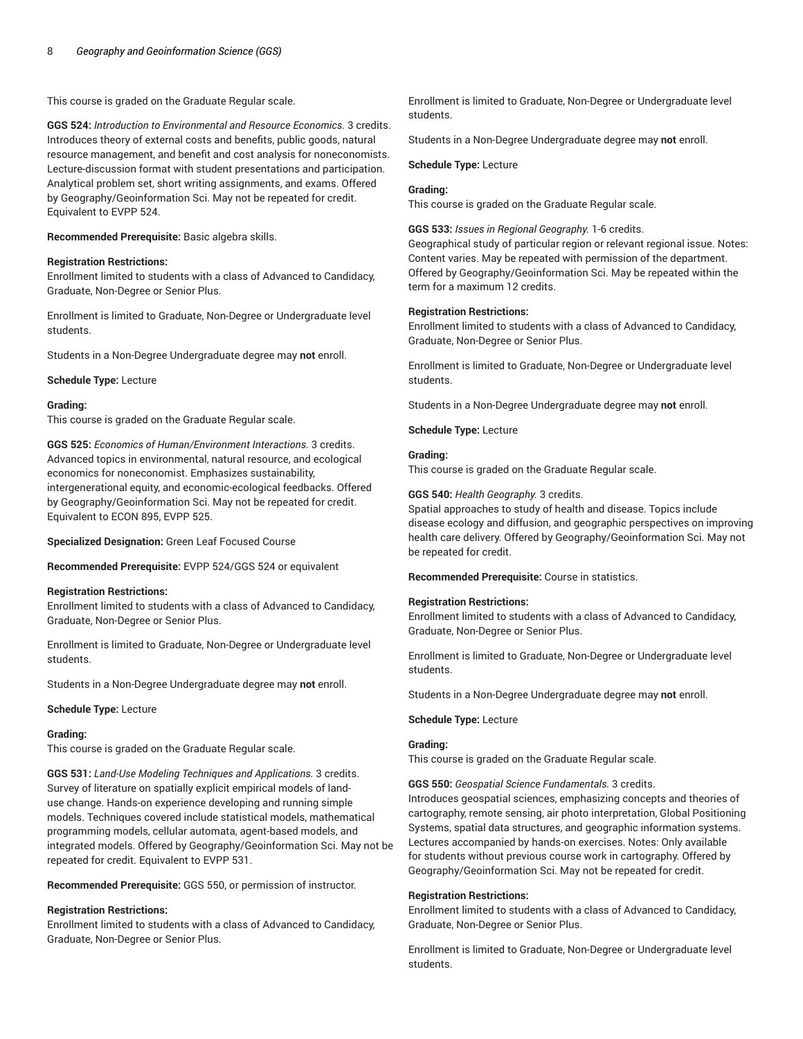This course is graded on the Graduate Regular scale.

**GGS 524:** *Introduction to Environmental and Resource Economics.* 3 credits.
Introduces theory of external costs and benefits, public goods, natural resource management, and benefit and cost analysis for noneconomists. Lecture-discussion format with student presentations and participation. Analytical problem set, short writing assignments, and exams. Offered by Geography/Geoinformation Sci. May not be repeated for credit. Equivalent to EVPP 524.

**Recommended Prerequisite:** Basic algebra skills.

**Registration Restrictions:**
Enrollment limited to students with a class of Advanced to Candidacy, Graduate, Non-Degree or Senior Plus.

Enrollment is limited to Graduate, Non-Degree or Undergraduate level students.

Students in a Non-Degree Undergraduate degree may **not** enroll.

**Schedule Type:** Lecture

**Grading:**
This course is graded on the Graduate Regular scale.

**GGS 525:** *Economics of Human/Environment Interactions.* 3 credits.
Advanced topics in environmental, natural resource, and ecological economics for noneconomist. Emphasizes sustainability, intergenerational equity, and economic-ecological feedbacks. Offered by Geography/Geoinformation Sci. May not be repeated for credit. Equivalent to ECON 895, EVPP 525.

**Specialized Designation:** Green Leaf Focused Course

**Recommended Prerequisite:** EVPP 524/GGS 524 or equivalent

**Registration Restrictions:**
Enrollment limited to students with a class of Advanced to Candidacy, Graduate, Non-Degree or Senior Plus.

Enrollment is limited to Graduate, Non-Degree or Undergraduate level students.

Students in a Non-Degree Undergraduate degree may **not** enroll.

**Schedule Type:** Lecture

**Grading:**
This course is graded on the Graduate Regular scale.

**GGS 531:** *Land-Use Modeling Techniques and Applications.* 3 credits.
Survey of literature on spatially explicit empirical models of land-use change. Hands-on experience developing and running simple models. Techniques covered include statistical models, mathematical programming models, cellular automata, agent-based models, and integrated models. Offered by Geography/Geoinformation Sci. May not be repeated for credit. Equivalent to EVPP 531.

**Recommended Prerequisite:** GGS 550, or permission of instructor.

**Registration Restrictions:**
Enrollment limited to students with a class of Advanced to Candidacy, Graduate, Non-Degree or Senior Plus.

Enrollment is limited to Graduate, Non-Degree or Undergraduate level students.

Students in a Non-Degree Undergraduate degree may **not** enroll.

**Schedule Type:** Lecture

**Grading:**
This course is graded on the Graduate Regular scale.

**GGS 533:** *Issues in Regional Geography.* 1-6 credits.
Geographical study of particular region or relevant regional issue. Notes: Content varies. May be repeated with permission of the department. Offered by Geography/Geoinformation Sci. May be repeated within the term for a maximum 12 credits.

**Registration Restrictions:**
Enrollment limited to students with a class of Advanced to Candidacy, Graduate, Non-Degree or Senior Plus.

Enrollment is limited to Graduate, Non-Degree or Undergraduate level students.

Students in a Non-Degree Undergraduate degree may **not** enroll.

**Schedule Type:** Lecture

**Grading:**
This course is graded on the Graduate Regular scale.

**GGS 540:** *Health Geography.* 3 credits.
Spatial approaches to study of health and disease. Topics include disease ecology and diffusion, and geographic perspectives on improving health care delivery. Offered by Geography/Geoinformation Sci. May not be repeated for credit.

**Recommended Prerequisite:** Course in statistics.

**Registration Restrictions:**
Enrollment limited to students with a class of Advanced to Candidacy, Graduate, Non-Degree or Senior Plus.

Enrollment is limited to Graduate, Non-Degree or Undergraduate level students.

Students in a Non-Degree Undergraduate degree may **not** enroll.

**Schedule Type:** Lecture

**Grading:**
This course is graded on the Graduate Regular scale.

**GGS 550:** *Geospatial Science Fundamentals.* 3 credits.
Introduces geospatial sciences, emphasizing concepts and theories of cartography, remote sensing, air photo interpretation, Global Positioning Systems, spatial data structures, and geographic information systems. Lectures accompanied by hands-on exercises. Notes: Only available for students without previous course work in cartography. Offered by Geography/Geoinformation Sci. May not be repeated for credit.

**Registration Restrictions:**
Enrollment limited to students with a class of Advanced to Candidacy, Graduate, Non-Degree or Senior Plus.

Enrollment is limited to Graduate, Non-Degree or Undergraduate level students.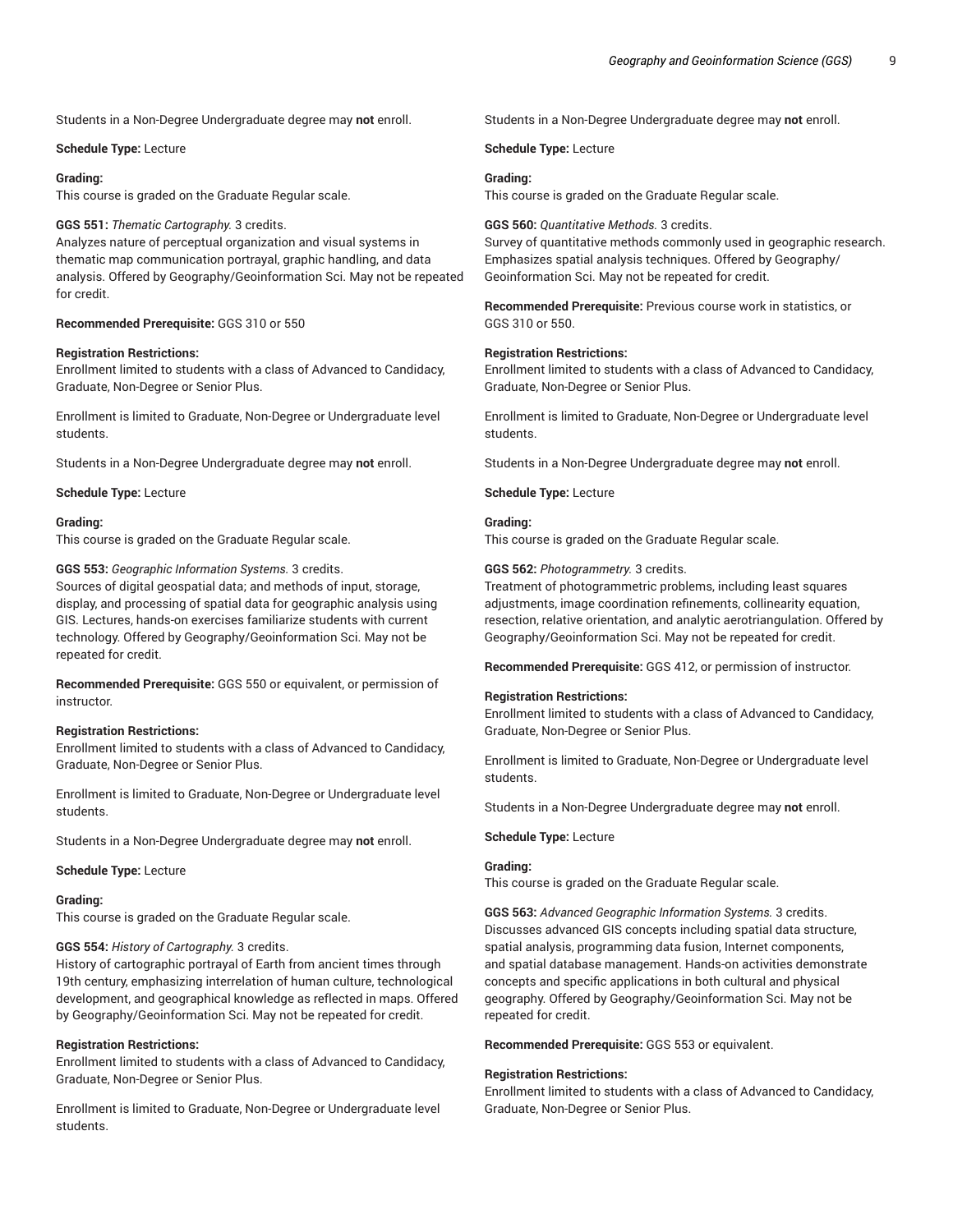Students in a Non-Degree Undergraduate degree may **not** enroll.

**Schedule Type:** Lecture

**Grading:**
This course is graded on the Graduate Regular scale.

**GGS 551:** *Thematic Cartography.* 3 credits.
Analyzes nature of perceptual organization and visual systems in thematic map communication portrayal, graphic handling, and data analysis. Offered by Geography/Geoinformation Sci. May not be repeated for credit.

**Recommended Prerequisite:** GGS 310 or 550

**Registration Restrictions:**
Enrollment limited to students with a class of Advanced to Candidacy, Graduate, Non-Degree or Senior Plus.

Enrollment is limited to Graduate, Non-Degree or Undergraduate level students.

Students in a Non-Degree Undergraduate degree may **not** enroll.

**Schedule Type:** Lecture

**Grading:**
This course is graded on the Graduate Regular scale.

**GGS 553:** *Geographic Information Systems.* 3 credits.
Sources of digital geospatial data; and methods of input, storage, display, and processing of spatial data for geographic analysis using GIS. Lectures, hands-on exercises familiarize students with current technology. Offered by Geography/Geoinformation Sci. May not be repeated for credit.

**Recommended Prerequisite:** GGS 550 or equivalent, or permission of instructor.

**Registration Restrictions:**
Enrollment limited to students with a class of Advanced to Candidacy, Graduate, Non-Degree or Senior Plus.

Enrollment is limited to Graduate, Non-Degree or Undergraduate level students.

Students in a Non-Degree Undergraduate degree may **not** enroll.

**Schedule Type:** Lecture

**Grading:**
This course is graded on the Graduate Regular scale.

**GGS 554:** *History of Cartography.* 3 credits.
History of cartographic portrayal of Earth from ancient times through 19th century, emphasizing interrelation of human culture, technological development, and geographical knowledge as reflected in maps. Offered by Geography/Geoinformation Sci. May not be repeated for credit.

**Registration Restrictions:**
Enrollment limited to students with a class of Advanced to Candidacy, Graduate, Non-Degree or Senior Plus.

Enrollment is limited to Graduate, Non-Degree or Undergraduate level students.

Students in a Non-Degree Undergraduate degree may **not** enroll.

**Schedule Type:** Lecture

**Grading:**
This course is graded on the Graduate Regular scale.

**GGS 560:** *Quantitative Methods.* 3 credits.
Survey of quantitative methods commonly used in geographic research. Emphasizes spatial analysis techniques. Offered by Geography/Geoinformation Sci. May not be repeated for credit.

**Recommended Prerequisite:** Previous course work in statistics, or GGS 310 or 550.

**Registration Restrictions:**
Enrollment limited to students with a class of Advanced to Candidacy, Graduate, Non-Degree or Senior Plus.

Enrollment is limited to Graduate, Non-Degree or Undergraduate level students.

Students in a Non-Degree Undergraduate degree may **not** enroll.

**Schedule Type:** Lecture

**Grading:**
This course is graded on the Graduate Regular scale.

**GGS 562:** *Photogrammetry.* 3 credits.
Treatment of photogrammetric problems, including least squares adjustments, image coordination refinements, collinearity equation, resection, relative orientation, and analytic aerotriangulation. Offered by Geography/Geoinformation Sci. May not be repeated for credit.

**Recommended Prerequisite:** GGS 412, or permission of instructor.

**Registration Restrictions:**
Enrollment limited to students with a class of Advanced to Candidacy, Graduate, Non-Degree or Senior Plus.

Enrollment is limited to Graduate, Non-Degree or Undergraduate level students.

Students in a Non-Degree Undergraduate degree may **not** enroll.

**Schedule Type:** Lecture

**Grading:**
This course is graded on the Graduate Regular scale.

**GGS 563:** *Advanced Geographic Information Systems.* 3 credits.
Discusses advanced GIS concepts including spatial data structure, spatial analysis, programming data fusion, Internet components, and spatial database management. Hands-on activities demonstrate concepts and specific applications in both cultural and physical geography. Offered by Geography/Geoinformation Sci. May not be repeated for credit.

**Recommended Prerequisite:** GGS 553 or equivalent.

**Registration Restrictions:**
Enrollment limited to students with a class of Advanced to Candidacy, Graduate, Non-Degree or Senior Plus.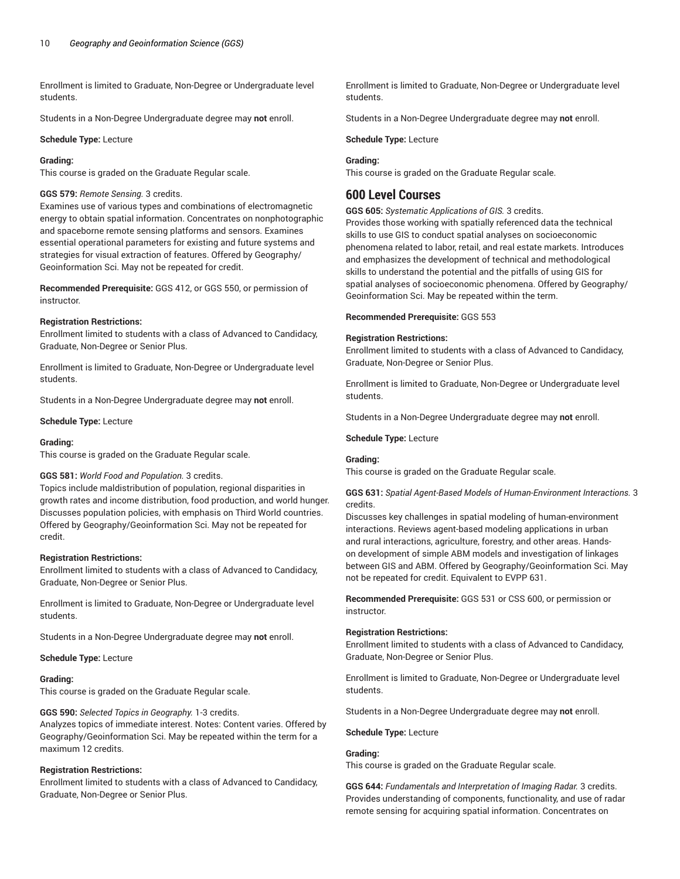Enrollment is limited to Graduate, Non-Degree or Undergraduate level students.

Students in a Non-Degree Undergraduate degree may **not** enroll.

**Schedule Type:** Lecture

**Grading:**
This course is graded on the Graduate Regular scale.

**GGS 579:** *Remote Sensing.* 3 credits.
Examines use of various types and combinations of electromagnetic energy to obtain spatial information. Concentrates on nonphotographic and spaceborne remote sensing platforms and sensors. Examines essential operational parameters for existing and future systems and strategies for visual extraction of features. Offered by Geography/Geoinformation Sci. May not be repeated for credit.

**Recommended Prerequisite:** GGS 412, or GGS 550, or permission of instructor.

**Registration Restrictions:**
Enrollment limited to students with a class of Advanced to Candidacy, Graduate, Non-Degree or Senior Plus.

Enrollment is limited to Graduate, Non-Degree or Undergraduate level students.

Students in a Non-Degree Undergraduate degree may **not** enroll.

**Schedule Type:** Lecture

**Grading:**
This course is graded on the Graduate Regular scale.

**GGS 581:** *World Food and Population.* 3 credits.
Topics include maldistribution of population, regional disparities in growth rates and income distribution, food production, and world hunger. Discusses population policies, with emphasis on Third World countries. Offered by Geography/Geoinformation Sci. May not be repeated for credit.

**Registration Restrictions:**
Enrollment limited to students with a class of Advanced to Candidacy, Graduate, Non-Degree or Senior Plus.

Enrollment is limited to Graduate, Non-Degree or Undergraduate level students.

Students in a Non-Degree Undergraduate degree may **not** enroll.

**Schedule Type:** Lecture

**Grading:**
This course is graded on the Graduate Regular scale.

**GGS 590:** *Selected Topics in Geography.* 1-3 credits.
Analyzes topics of immediate interest. Notes: Content varies. Offered by Geography/Geoinformation Sci. May be repeated within the term for a maximum 12 credits.

**Registration Restrictions:**
Enrollment limited to students with a class of Advanced to Candidacy, Graduate, Non-Degree or Senior Plus.

Enrollment is limited to Graduate, Non-Degree or Undergraduate level students.

Students in a Non-Degree Undergraduate degree may **not** enroll.

**Schedule Type:** Lecture

**Grading:**
This course is graded on the Graduate Regular scale.

## 600 Level Courses

**GGS 605:** *Systematic Applications of GIS.* 3 credits.
Provides those working with spatially referenced data the technical skills to use GIS to conduct spatial analyses on socioeconomic phenomena related to labor, retail, and real estate markets. Introduces and emphasizes the development of technical and methodological skills to understand the potential and the pitfalls of using GIS for spatial analyses of socioeconomic phenomena. Offered by Geography/Geoinformation Sci. May be repeated within the term.

**Recommended Prerequisite:** GGS 553

**Registration Restrictions:**
Enrollment limited to students with a class of Advanced to Candidacy, Graduate, Non-Degree or Senior Plus.

Enrollment is limited to Graduate, Non-Degree or Undergraduate level students.

Students in a Non-Degree Undergraduate degree may **not** enroll.

**Schedule Type:** Lecture

**Grading:**
This course is graded on the Graduate Regular scale.

**GGS 631:** *Spatial Agent-Based Models of Human-Environment Interactions.* 3 credits.
Discusses key challenges in spatial modeling of human-environment interactions. Reviews agent-based modeling applications in urban and rural interactions, agriculture, forestry, and other areas. Hands-on development of simple ABM models and investigation of linkages between GIS and ABM. Offered by Geography/Geoinformation Sci. May not be repeated for credit. Equivalent to EVPP 631.

**Recommended Prerequisite:** GGS 531 or CSS 600, or permission or instructor.

**Registration Restrictions:**
Enrollment limited to students with a class of Advanced to Candidacy, Graduate, Non-Degree or Senior Plus.

Enrollment is limited to Graduate, Non-Degree or Undergraduate level students.

Students in a Non-Degree Undergraduate degree may **not** enroll.

**Schedule Type:** Lecture

**Grading:**
This course is graded on the Graduate Regular scale.

**GGS 644:** *Fundamentals and Interpretation of Imaging Radar.* 3 credits.
Provides understanding of components, functionality, and use of radar remote sensing for acquiring spatial information. Concentrates on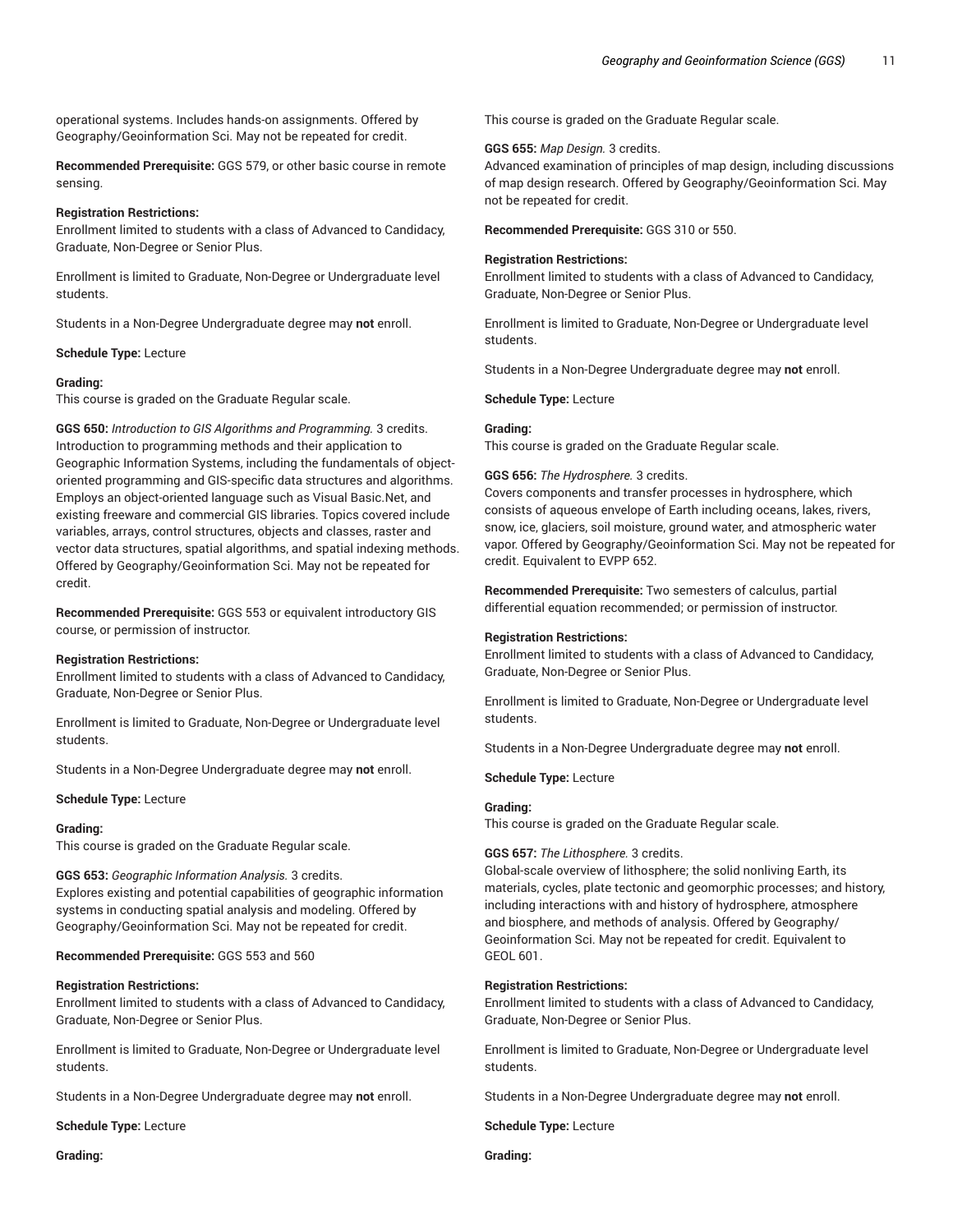operational systems. Includes hands-on assignments. Offered by Geography/Geoinformation Sci. May not be repeated for credit.

**Recommended Prerequisite:** GGS 579, or other basic course in remote sensing.

**Registration Restrictions:**
Enrollment limited to students with a class of Advanced to Candidacy, Graduate, Non-Degree or Senior Plus.

Enrollment is limited to Graduate, Non-Degree or Undergraduate level students.

Students in a Non-Degree Undergraduate degree may **not** enroll.

**Schedule Type:** Lecture

**Grading:**
This course is graded on the Graduate Regular scale.

**GGS 650:** *Introduction to GIS Algorithms and Programming.* 3 credits.
Introduction to programming methods and their application to Geographic Information Systems, including the fundamentals of object-oriented programming and GIS-specific data structures and algorithms. Employs an object-oriented language such as Visual Basic.Net, and existing freeware and commercial GIS libraries. Topics covered include variables, arrays, control structures, objects and classes, raster and vector data structures, spatial algorithms, and spatial indexing methods. Offered by Geography/Geoinformation Sci. May not be repeated for credit.

**Recommended Prerequisite:** GGS 553 or equivalent introductory GIS course, or permission of instructor.

**Registration Restrictions:**
Enrollment limited to students with a class of Advanced to Candidacy, Graduate, Non-Degree or Senior Plus.

Enrollment is limited to Graduate, Non-Degree or Undergraduate level students.

Students in a Non-Degree Undergraduate degree may **not** enroll.

**Schedule Type:** Lecture

**Grading:**
This course is graded on the Graduate Regular scale.

**GGS 653:** *Geographic Information Analysis.* 3 credits.
Explores existing and potential capabilities of geographic information systems in conducting spatial analysis and modeling. Offered by Geography/Geoinformation Sci. May not be repeated for credit.

**Recommended Prerequisite:** GGS 553 and 560

**Registration Restrictions:**
Enrollment limited to students with a class of Advanced to Candidacy, Graduate, Non-Degree or Senior Plus.

Enrollment is limited to Graduate, Non-Degree or Undergraduate level students.

Students in a Non-Degree Undergraduate degree may **not** enroll.

**Schedule Type:** Lecture

**Grading:**
This course is graded on the Graduate Regular scale.

**GGS 655:** *Map Design.* 3 credits.
Advanced examination of principles of map design, including discussions of map design research. Offered by Geography/Geoinformation Sci. May not be repeated for credit.

**Recommended Prerequisite:** GGS 310 or 550.

**Registration Restrictions:**
Enrollment limited to students with a class of Advanced to Candidacy, Graduate, Non-Degree or Senior Plus.

Enrollment is limited to Graduate, Non-Degree or Undergraduate level students.

Students in a Non-Degree Undergraduate degree may **not** enroll.

**Schedule Type:** Lecture

**Grading:**
This course is graded on the Graduate Regular scale.

**GGS 656:** *The Hydrosphere.* 3 credits.
Covers components and transfer processes in hydrosphere, which consists of aqueous envelope of Earth including oceans, lakes, rivers, snow, ice, glaciers, soil moisture, ground water, and atmospheric water vapor. Offered by Geography/Geoinformation Sci. May not be repeated for credit. Equivalent to EVPP 652.

**Recommended Prerequisite:** Two semesters of calculus, partial differential equation recommended; or permission of instructor.

**Registration Restrictions:**
Enrollment limited to students with a class of Advanced to Candidacy, Graduate, Non-Degree or Senior Plus.

Enrollment is limited to Graduate, Non-Degree or Undergraduate level students.

Students in a Non-Degree Undergraduate degree may **not** enroll.

**Schedule Type:** Lecture

**Grading:**
This course is graded on the Graduate Regular scale.

**GGS 657:** *The Lithosphere.* 3 credits.
Global-scale overview of lithosphere; the solid nonliving Earth, its materials, cycles, plate tectonic and geomorphic processes; and history, including interactions with and history of hydrosphere, atmosphere and biosphere, and methods of analysis. Offered by Geography/Geoinformation Sci. May not be repeated for credit. Equivalent to GEOL 601.

**Registration Restrictions:**
Enrollment limited to students with a class of Advanced to Candidacy, Graduate, Non-Degree or Senior Plus.

Enrollment is limited to Graduate, Non-Degree or Undergraduate level students.

Students in a Non-Degree Undergraduate degree may **not** enroll.

**Schedule Type:** Lecture

**Grading:**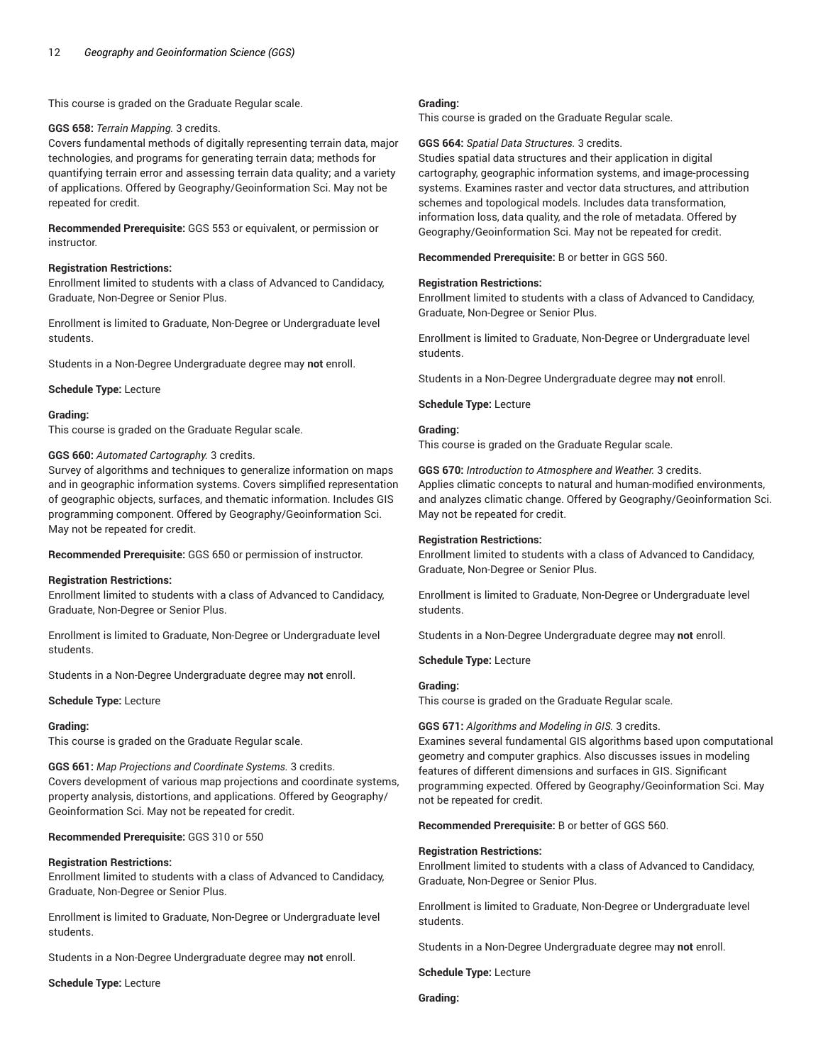This course is graded on the Graduate Regular scale.

**GGS 658:** *Terrain Mapping.* 3 credits.
Covers fundamental methods of digitally representing terrain data, major technologies, and programs for generating terrain data; methods for quantifying terrain error and assessing terrain data quality; and a variety of applications. Offered by Geography/Geoinformation Sci. May not be repeated for credit.

**Recommended Prerequisite:** GGS 553 or equivalent, or permission or instructor.

**Registration Restrictions:**
Enrollment limited to students with a class of Advanced to Candidacy, Graduate, Non-Degree or Senior Plus.

Enrollment is limited to Graduate, Non-Degree or Undergraduate level students.

Students in a Non-Degree Undergraduate degree may **not** enroll.

**Schedule Type:** Lecture

**Grading:**
This course is graded on the Graduate Regular scale.

**GGS 660:** *Automated Cartography.* 3 credits.
Survey of algorithms and techniques to generalize information on maps and in geographic information systems. Covers simplified representation of geographic objects, surfaces, and thematic information. Includes GIS programming component. Offered by Geography/Geoinformation Sci. May not be repeated for credit.

**Recommended Prerequisite:** GGS 650 or permission of instructor.

**Registration Restrictions:**
Enrollment limited to students with a class of Advanced to Candidacy, Graduate, Non-Degree or Senior Plus.

Enrollment is limited to Graduate, Non-Degree or Undergraduate level students.

Students in a Non-Degree Undergraduate degree may **not** enroll.

**Schedule Type:** Lecture

**Grading:**
This course is graded on the Graduate Regular scale.

**GGS 661:** *Map Projections and Coordinate Systems.* 3 credits.
Covers development of various map projections and coordinate systems, property analysis, distortions, and applications. Offered by Geography/Geoinformation Sci. May not be repeated for credit.

**Recommended Prerequisite:** GGS 310 or 550

**Registration Restrictions:**
Enrollment limited to students with a class of Advanced to Candidacy, Graduate, Non-Degree or Senior Plus.

Enrollment is limited to Graduate, Non-Degree or Undergraduate level students.

Students in a Non-Degree Undergraduate degree may **not** enroll.

**Schedule Type:** Lecture

**Grading:**
This course is graded on the Graduate Regular scale.

**GGS 664:** *Spatial Data Structures.* 3 credits.
Studies spatial data structures and their application in digital cartography, geographic information systems, and image-processing systems. Examines raster and vector data structures, and attribution schemes and topological models. Includes data transformation, information loss, data quality, and the role of metadata. Offered by Geography/Geoinformation Sci. May not be repeated for credit.

**Recommended Prerequisite:** B or better in GGS 560.

**Registration Restrictions:**
Enrollment limited to students with a class of Advanced to Candidacy, Graduate, Non-Degree or Senior Plus.

Enrollment is limited to Graduate, Non-Degree or Undergraduate level students.

Students in a Non-Degree Undergraduate degree may **not** enroll.

**Schedule Type:** Lecture

**Grading:**
This course is graded on the Graduate Regular scale.

**GGS 670:** *Introduction to Atmosphere and Weather.* 3 credits.
Applies climatic concepts to natural and human-modified environments, and analyzes climatic change. Offered by Geography/Geoinformation Sci. May not be repeated for credit.

**Registration Restrictions:**
Enrollment limited to students with a class of Advanced to Candidacy, Graduate, Non-Degree or Senior Plus.

Enrollment is limited to Graduate, Non-Degree or Undergraduate level students.

Students in a Non-Degree Undergraduate degree may **not** enroll.

**Schedule Type:** Lecture

**Grading:**
This course is graded on the Graduate Regular scale.

**GGS 671:** *Algorithms and Modeling in GIS.* 3 credits.
Examines several fundamental GIS algorithms based upon computational geometry and computer graphics. Also discusses issues in modeling features of different dimensions and surfaces in GIS. Significant programming expected. Offered by Geography/Geoinformation Sci. May not be repeated for credit.

**Recommended Prerequisite:** B or better of GGS 560.

**Registration Restrictions:**
Enrollment limited to students with a class of Advanced to Candidacy, Graduate, Non-Degree or Senior Plus.

Enrollment is limited to Graduate, Non-Degree or Undergraduate level students.

Students in a Non-Degree Undergraduate degree may **not** enroll.

**Schedule Type:** Lecture

**Grading:**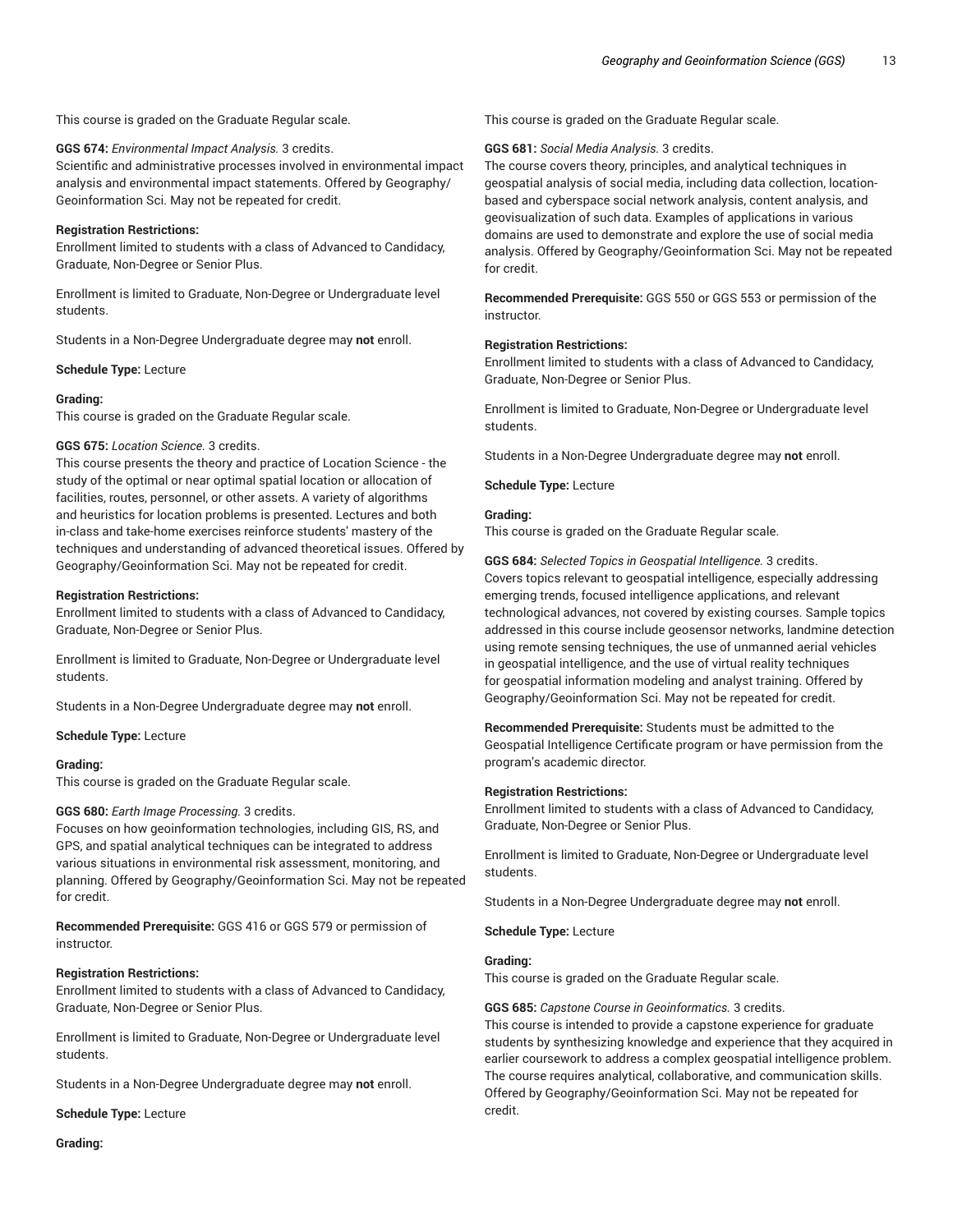This course is graded on the Graduate Regular scale.

**GGS 674:** *Environmental Impact Analysis.* 3 credits.
Scientific and administrative processes involved in environmental impact analysis and environmental impact statements. Offered by Geography/Geoinformation Sci. May not be repeated for credit.

**Registration Restrictions:**
Enrollment limited to students with a class of Advanced to Candidacy, Graduate, Non-Degree or Senior Plus.

Enrollment is limited to Graduate, Non-Degree or Undergraduate level students.

Students in a Non-Degree Undergraduate degree may **not** enroll.

**Schedule Type:** Lecture

**Grading:**
This course is graded on the Graduate Regular scale.

**GGS 675:** *Location Science.* 3 credits.
This course presents the theory and practice of Location Science - the study of the optimal or near optimal spatial location or allocation of facilities, routes, personnel, or other assets. A variety of algorithms and heuristics for location problems is presented. Lectures and both in-class and take-home exercises reinforce students' mastery of the techniques and understanding of advanced theoretical issues. Offered by Geography/Geoinformation Sci. May not be repeated for credit.

**Registration Restrictions:**
Enrollment limited to students with a class of Advanced to Candidacy, Graduate, Non-Degree or Senior Plus.

Enrollment is limited to Graduate, Non-Degree or Undergraduate level students.

Students in a Non-Degree Undergraduate degree may **not** enroll.

**Schedule Type:** Lecture

**Grading:**
This course is graded on the Graduate Regular scale.

**GGS 680:** *Earth Image Processing.* 3 credits.
Focuses on how geoinformation technologies, including GIS, RS, and GPS, and spatial analytical techniques can be integrated to address various situations in environmental risk assessment, monitoring, and planning. Offered by Geography/Geoinformation Sci. May not be repeated for credit.

**Recommended Prerequisite:** GGS 416 or GGS 579 or permission of instructor.

**Registration Restrictions:**
Enrollment limited to students with a class of Advanced to Candidacy, Graduate, Non-Degree or Senior Plus.

Enrollment is limited to Graduate, Non-Degree or Undergraduate level students.

Students in a Non-Degree Undergraduate degree may **not** enroll.

**Schedule Type:** Lecture

**Grading:**
This course is graded on the Graduate Regular scale.

**GGS 681:** *Social Media Analysis.* 3 credits.
The course covers theory, principles, and analytical techniques in geospatial analysis of social media, including data collection, location-based and cyberspace social network analysis, content analysis, and geovisualization of such data. Examples of applications in various domains are used to demonstrate and explore the use of social media analysis. Offered by Geography/Geoinformation Sci. May not be repeated for credit.

**Recommended Prerequisite:** GGS 550 or GGS 553 or permission of the instructor.

**Registration Restrictions:**
Enrollment limited to students with a class of Advanced to Candidacy, Graduate, Non-Degree or Senior Plus.

Enrollment is limited to Graduate, Non-Degree or Undergraduate level students.

Students in a Non-Degree Undergraduate degree may **not** enroll.

**Schedule Type:** Lecture

**Grading:**
This course is graded on the Graduate Regular scale.

**GGS 684:** *Selected Topics in Geospatial Intelligence.* 3 credits.
Covers topics relevant to geospatial intelligence, especially addressing emerging trends, focused intelligence applications, and relevant technological advances, not covered by existing courses. Sample topics addressed in this course include geosensor networks, landmine detection using remote sensing techniques, the use of unmanned aerial vehicles in geospatial intelligence, and the use of virtual reality techniques for geospatial information modeling and analyst training. Offered by Geography/Geoinformation Sci. May not be repeated for credit.

**Recommended Prerequisite:** Students must be admitted to the Geospatial Intelligence Certificate program or have permission from the program's academic director.

**Registration Restrictions:**
Enrollment limited to students with a class of Advanced to Candidacy, Graduate, Non-Degree or Senior Plus.

Enrollment is limited to Graduate, Non-Degree or Undergraduate level students.

Students in a Non-Degree Undergraduate degree may **not** enroll.

**Schedule Type:** Lecture

**Grading:**
This course is graded on the Graduate Regular scale.

**GGS 685:** *Capstone Course in Geoinformatics.* 3 credits.
This course is intended to provide a capstone experience for graduate students by synthesizing knowledge and experience that they acquired in earlier coursework to address a complex geospatial intelligence problem. The course requires analytical, collaborative, and communication skills. Offered by Geography/Geoinformation Sci. May not be repeated for credit.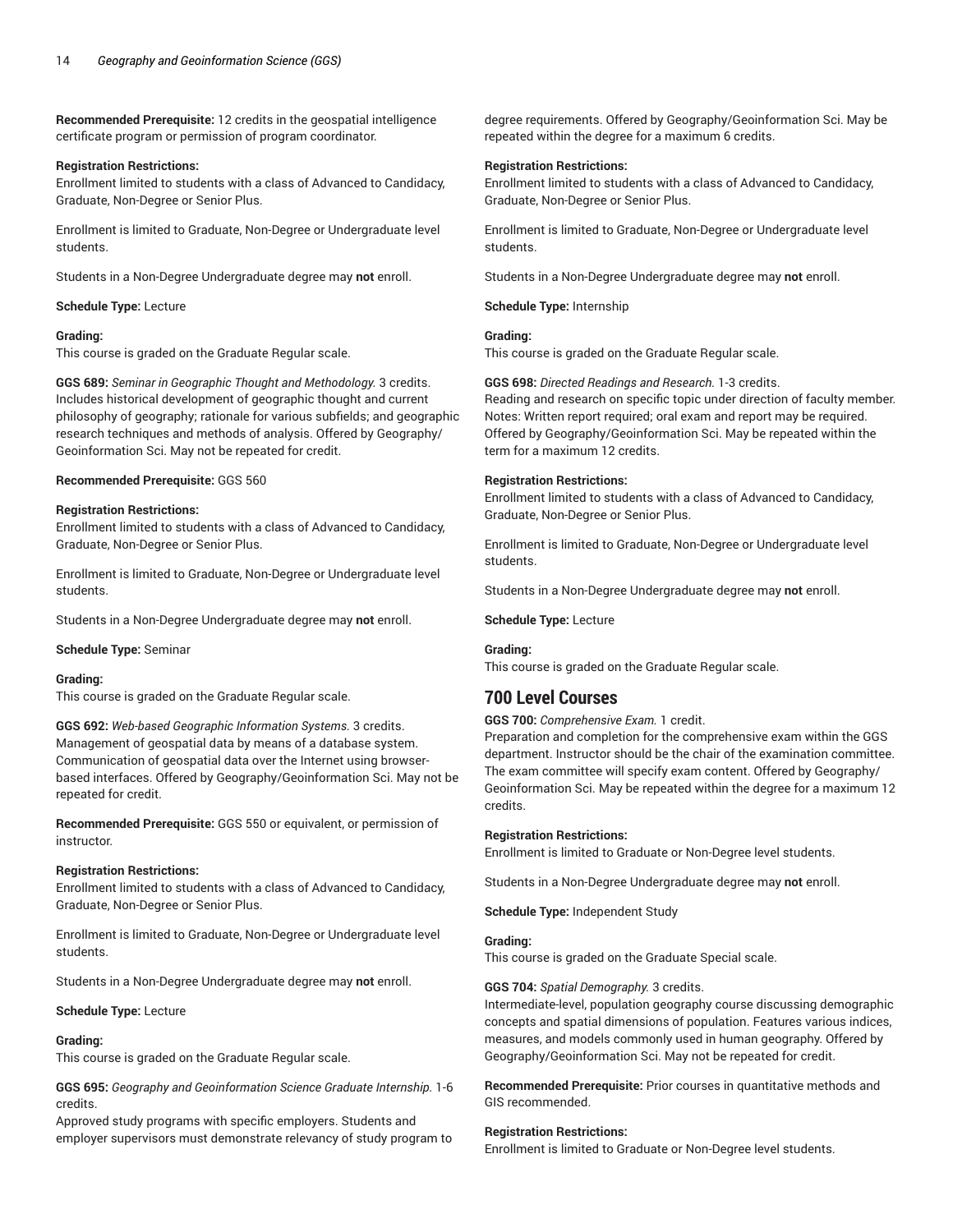**Recommended Prerequisite:** 12 credits in the geospatial intelligence certificate program or permission of program coordinator.

**Registration Restrictions:**
Enrollment limited to students with a class of Advanced to Candidacy, Graduate, Non-Degree or Senior Plus.

Enrollment is limited to Graduate, Non-Degree or Undergraduate level students.

Students in a Non-Degree Undergraduate degree may **not** enroll.

**Schedule Type:** Lecture

**Grading:**
This course is graded on the Graduate Regular scale.

**GGS 689:** *Seminar in Geographic Thought and Methodology.* 3 credits.
Includes historical development of geographic thought and current philosophy of geography; rationale for various subfields; and geographic research techniques and methods of analysis. Offered by Geography/Geoinformation Sci. May not be repeated for credit.

**Recommended Prerequisite:** GGS 560

**Registration Restrictions:**
Enrollment limited to students with a class of Advanced to Candidacy, Graduate, Non-Degree or Senior Plus.

Enrollment is limited to Graduate, Non-Degree or Undergraduate level students.

Students in a Non-Degree Undergraduate degree may **not** enroll.

**Schedule Type:** Seminar

**Grading:**
This course is graded on the Graduate Regular scale.

**GGS 692:** *Web-based Geographic Information Systems.* 3 credits.
Management of geospatial data by means of a database system. Communication of geospatial data over the Internet using browser-based interfaces. Offered by Geography/Geoinformation Sci. May not be repeated for credit.

**Recommended Prerequisite:** GGS 550 or equivalent, or permission of instructor.

**Registration Restrictions:**
Enrollment limited to students with a class of Advanced to Candidacy, Graduate, Non-Degree or Senior Plus.

Enrollment is limited to Graduate, Non-Degree or Undergraduate level students.

Students in a Non-Degree Undergraduate degree may **not** enroll.

**Schedule Type:** Lecture

**Grading:**
This course is graded on the Graduate Regular scale.

**GGS 695:** *Geography and Geoinformation Science Graduate Internship.* 1-6 credits.
Approved study programs with specific employers. Students and employer supervisors must demonstrate relevancy of study program to degree requirements. Offered by Geography/Geoinformation Sci. May be repeated within the degree for a maximum 6 credits.

**Registration Restrictions:**
Enrollment limited to students with a class of Advanced to Candidacy, Graduate, Non-Degree or Senior Plus.

Enrollment is limited to Graduate, Non-Degree or Undergraduate level students.

Students in a Non-Degree Undergraduate degree may **not** enroll.

**Schedule Type:** Internship

**Grading:**
This course is graded on the Graduate Regular scale.

**GGS 698:** *Directed Readings and Research.* 1-3 credits.
Reading and research on specific topic under direction of faculty member. Notes: Written report required; oral exam and report may be required. Offered by Geography/Geoinformation Sci. May be repeated within the term for a maximum 12 credits.

**Registration Restrictions:**
Enrollment limited to students with a class of Advanced to Candidacy, Graduate, Non-Degree or Senior Plus.

Enrollment is limited to Graduate, Non-Degree or Undergraduate level students.

Students in a Non-Degree Undergraduate degree may **not** enroll.

**Schedule Type:** Lecture

**Grading:**
This course is graded on the Graduate Regular scale.

## 700 Level Courses

**GGS 700:** *Comprehensive Exam.* 1 credit.
Preparation and completion for the comprehensive exam within the GGS department. Instructor should be the chair of the examination committee. The exam committee will specify exam content. Offered by Geography/Geoinformation Sci. May be repeated within the degree for a maximum 12 credits.

**Registration Restrictions:**
Enrollment is limited to Graduate or Non-Degree level students.

Students in a Non-Degree Undergraduate degree may **not** enroll.

**Schedule Type:** Independent Study

**Grading:**
This course is graded on the Graduate Special scale.

**GGS 704:** *Spatial Demography.* 3 credits.
Intermediate-level, population geography course discussing demographic concepts and spatial dimensions of population. Features various indices, measures, and models commonly used in human geography. Offered by Geography/Geoinformation Sci. May not be repeated for credit.

**Recommended Prerequisite:** Prior courses in quantitative methods and GIS recommended.

**Registration Restrictions:**
Enrollment is limited to Graduate or Non-Degree level students.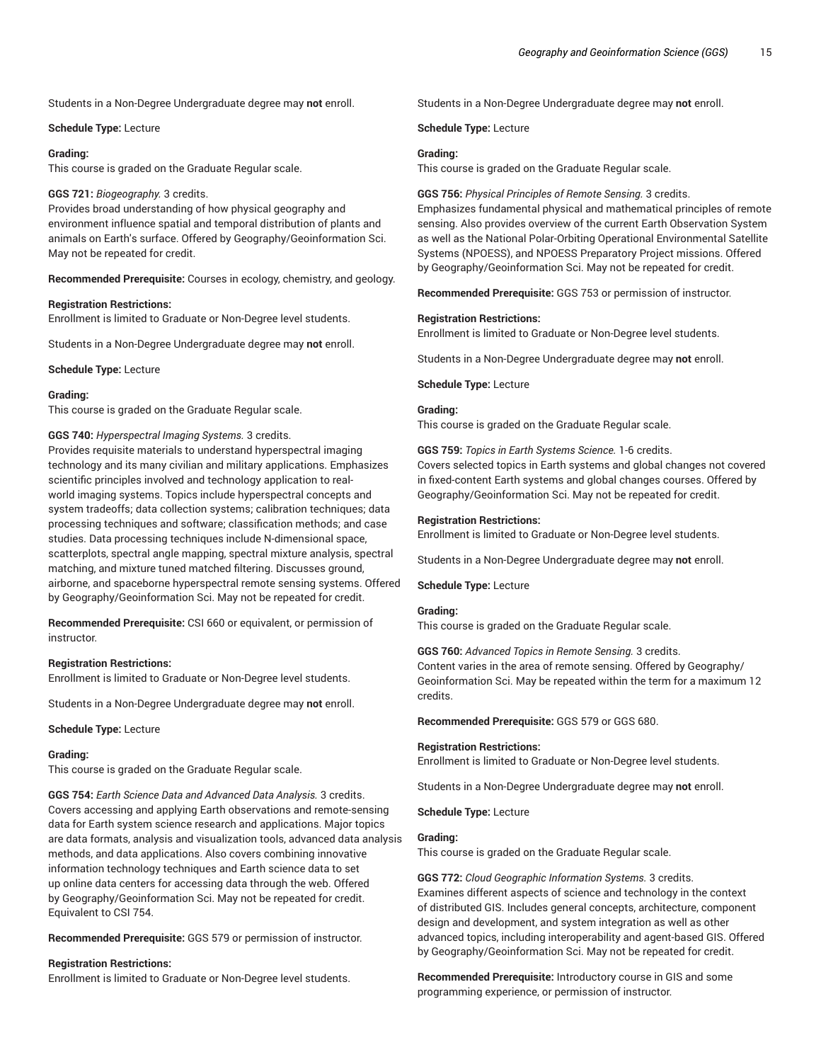Students in a Non-Degree Undergraduate degree may **not** enroll.

**Schedule Type:** Lecture

**Grading:**
This course is graded on the Graduate Regular scale.

**GGS 721:** *Biogeography.* 3 credits.
Provides broad understanding of how physical geography and environment influence spatial and temporal distribution of plants and animals on Earth's surface. Offered by Geography/Geoinformation Sci. May not be repeated for credit.

**Recommended Prerequisite:** Courses in ecology, chemistry, and geology.

**Registration Restrictions:**
Enrollment is limited to Graduate or Non-Degree level students.

Students in a Non-Degree Undergraduate degree may **not** enroll.

**Schedule Type:** Lecture

**Grading:**
This course is graded on the Graduate Regular scale.

**GGS 740:** *Hyperspectral Imaging Systems.* 3 credits.
Provides requisite materials to understand hyperspectral imaging technology and its many civilian and military applications. Emphasizes scientific principles involved and technology application to real-world imaging systems. Topics include hyperspectral concepts and system tradeoffs; data collection systems; calibration techniques; data processing techniques and software; classification methods; and case studies. Data processing techniques include N-dimensional space, scatterplots, spectral angle mapping, spectral mixture analysis, spectral matching, and mixture tuned matched filtering. Discusses ground, airborne, and spaceborne hyperspectral remote sensing systems. Offered by Geography/Geoinformation Sci. May not be repeated for credit.

**Recommended Prerequisite:** CSI 660 or equivalent, or permission of instructor.

**Registration Restrictions:**
Enrollment is limited to Graduate or Non-Degree level students.

Students in a Non-Degree Undergraduate degree may **not** enroll.

**Schedule Type:** Lecture

**Grading:**
This course is graded on the Graduate Regular scale.

**GGS 754:** *Earth Science Data and Advanced Data Analysis.* 3 credits.
Covers accessing and applying Earth observations and remote-sensing data for Earth system science research and applications. Major topics are data formats, analysis and visualization tools, advanced data analysis methods, and data applications. Also covers combining innovative information technology techniques and Earth science data to set up online data centers for accessing data through the web. Offered by Geography/Geoinformation Sci. May not be repeated for credit. Equivalent to CSI 754.

**Recommended Prerequisite:** GGS 579 or permission of instructor.

**Registration Restrictions:**
Enrollment is limited to Graduate or Non-Degree level students.

Students in a Non-Degree Undergraduate degree may **not** enroll.

**Schedule Type:** Lecture

**Grading:**
This course is graded on the Graduate Regular scale.

**GGS 756:** *Physical Principles of Remote Sensing.* 3 credits.
Emphasizes fundamental physical and mathematical principles of remote sensing. Also provides overview of the current Earth Observation System as well as the National Polar-Orbiting Operational Environmental Satellite Systems (NPOESS), and NPOESS Preparatory Project missions. Offered by Geography/Geoinformation Sci. May not be repeated for credit.

**Recommended Prerequisite:** GGS 753 or permission of instructor.

**Registration Restrictions:**
Enrollment is limited to Graduate or Non-Degree level students.

Students in a Non-Degree Undergraduate degree may **not** enroll.

**Schedule Type:** Lecture

**Grading:**
This course is graded on the Graduate Regular scale.

**GGS 759:** *Topics in Earth Systems Science.* 1-6 credits.
Covers selected topics in Earth systems and global changes not covered in fixed-content Earth systems and global changes courses. Offered by Geography/Geoinformation Sci. May not be repeated for credit.

**Registration Restrictions:**
Enrollment is limited to Graduate or Non-Degree level students.

Students in a Non-Degree Undergraduate degree may **not** enroll.

**Schedule Type:** Lecture

**Grading:**
This course is graded on the Graduate Regular scale.

**GGS 760:** *Advanced Topics in Remote Sensing.* 3 credits.
Content varies in the area of remote sensing. Offered by Geography/Geoinformation Sci. May be repeated within the term for a maximum 12 credits.

**Recommended Prerequisite:** GGS 579 or GGS 680.

**Registration Restrictions:**
Enrollment is limited to Graduate or Non-Degree level students.

Students in a Non-Degree Undergraduate degree may **not** enroll.

**Schedule Type:** Lecture

**Grading:**
This course is graded on the Graduate Regular scale.

**GGS 772:** *Cloud Geographic Information Systems.* 3 credits.
Examines different aspects of science and technology in the context of distributed GIS. Includes general concepts, architecture, component design and development, and system integration as well as other advanced topics, including interoperability and agent-based GIS. Offered by Geography/Geoinformation Sci. May not be repeated for credit.

**Recommended Prerequisite:** Introductory course in GIS and some programming experience, or permission of instructor.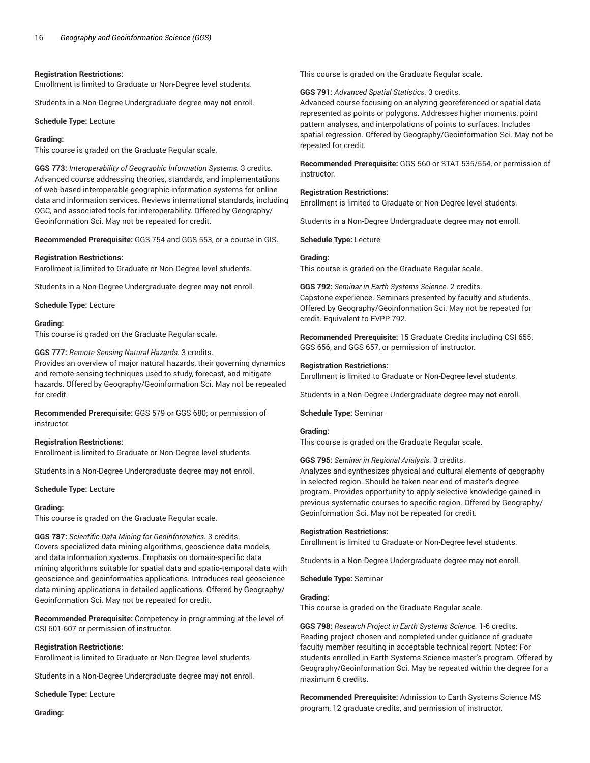**Registration Restrictions:**
Enrollment is limited to Graduate or Non-Degree level students.

Students in a Non-Degree Undergraduate degree may **not** enroll.

**Schedule Type:** Lecture

**Grading:**
This course is graded on the Graduate Regular scale.

**GGS 773:** *Interoperability of Geographic Information Systems.* 3 credits.
Advanced course addressing theories, standards, and implementations of web-based interoperable geographic information systems for online data and information services. Reviews international standards, including OGC, and associated tools for interoperability. Offered by Geography/Geoinformation Sci. May not be repeated for credit.

**Recommended Prerequisite:** GGS 754 and GGS 553, or a course in GIS.

**Registration Restrictions:**
Enrollment is limited to Graduate or Non-Degree level students.

Students in a Non-Degree Undergraduate degree may **not** enroll.

**Schedule Type:** Lecture

**Grading:**
This course is graded on the Graduate Regular scale.

**GGS 777:** *Remote Sensing Natural Hazards.* 3 credits.
Provides an overview of major natural hazards, their governing dynamics and remote-sensing techniques used to study, forecast, and mitigate hazards. Offered by Geography/Geoinformation Sci. May not be repeated for credit.

**Recommended Prerequisite:** GGS 579 or GGS 680; or permission of instructor.

**Registration Restrictions:**
Enrollment is limited to Graduate or Non-Degree level students.

Students in a Non-Degree Undergraduate degree may **not** enroll.

**Schedule Type:** Lecture

**Grading:**
This course is graded on the Graduate Regular scale.

**GGS 787:** *Scientific Data Mining for Geoinformatics.* 3 credits.
Covers specialized data mining algorithms, geoscience data models, and data information systems. Emphasis on domain-specific data mining algorithms suitable for spatial data and spatio-temporal data with geoscience and geoinformatics applications. Introduces real geoscience data mining applications in detailed applications. Offered by Geography/Geoinformation Sci. May not be repeated for credit.

**Recommended Prerequisite:** Competency in programming at the level of CSI 601-607 or permission of instructor.

**Registration Restrictions:**
Enrollment is limited to Graduate or Non-Degree level students.

Students in a Non-Degree Undergraduate degree may **not** enroll.

**Schedule Type:** Lecture

**Grading:**
This course is graded on the Graduate Regular scale.

**GGS 791:** *Advanced Spatial Statistics.* 3 credits.
Advanced course focusing on analyzing georeferenced or spatial data represented as points or polygons. Addresses higher moments, point pattern analyses, and interpolations of points to surfaces. Includes spatial regression. Offered by Geography/Geoinformation Sci. May not be repeated for credit.

**Recommended Prerequisite:** GGS 560 or STAT 535/554, or permission of instructor.

**Registration Restrictions:**
Enrollment is limited to Graduate or Non-Degree level students.

Students in a Non-Degree Undergraduate degree may **not** enroll.

**Schedule Type:** Lecture

**Grading:**
This course is graded on the Graduate Regular scale.

**GGS 792:** *Seminar in Earth Systems Science.* 2 credits.
Capstone experience. Seminars presented by faculty and students. Offered by Geography/Geoinformation Sci. May not be repeated for credit. Equivalent to EVPP 792.

**Recommended Prerequisite:** 15 Graduate Credits including CSI 655, GGS 656, and GGS 657, or permission of instructor.

**Registration Restrictions:**
Enrollment is limited to Graduate or Non-Degree level students.

Students in a Non-Degree Undergraduate degree may **not** enroll.

**Schedule Type:** Seminar

**Grading:**
This course is graded on the Graduate Regular scale.

**GGS 795:** *Seminar in Regional Analysis.* 3 credits.
Analyzes and synthesizes physical and cultural elements of geography in selected region. Should be taken near end of master's degree program. Provides opportunity to apply selective knowledge gained in previous systematic courses to specific region. Offered by Geography/Geoinformation Sci. May not be repeated for credit.

**Registration Restrictions:**
Enrollment is limited to Graduate or Non-Degree level students.

Students in a Non-Degree Undergraduate degree may **not** enroll.

**Schedule Type:** Seminar

**Grading:**
This course is graded on the Graduate Regular scale.

**GGS 798:** *Research Project in Earth Systems Science.* 1-6 credits.
Reading project chosen and completed under guidance of graduate faculty member resulting in acceptable technical report. Notes: For students enrolled in Earth Systems Science master's program. Offered by Geography/Geoinformation Sci. May be repeated within the degree for a maximum 6 credits.

**Recommended Prerequisite:** Admission to Earth Systems Science MS program, 12 graduate credits, and permission of instructor.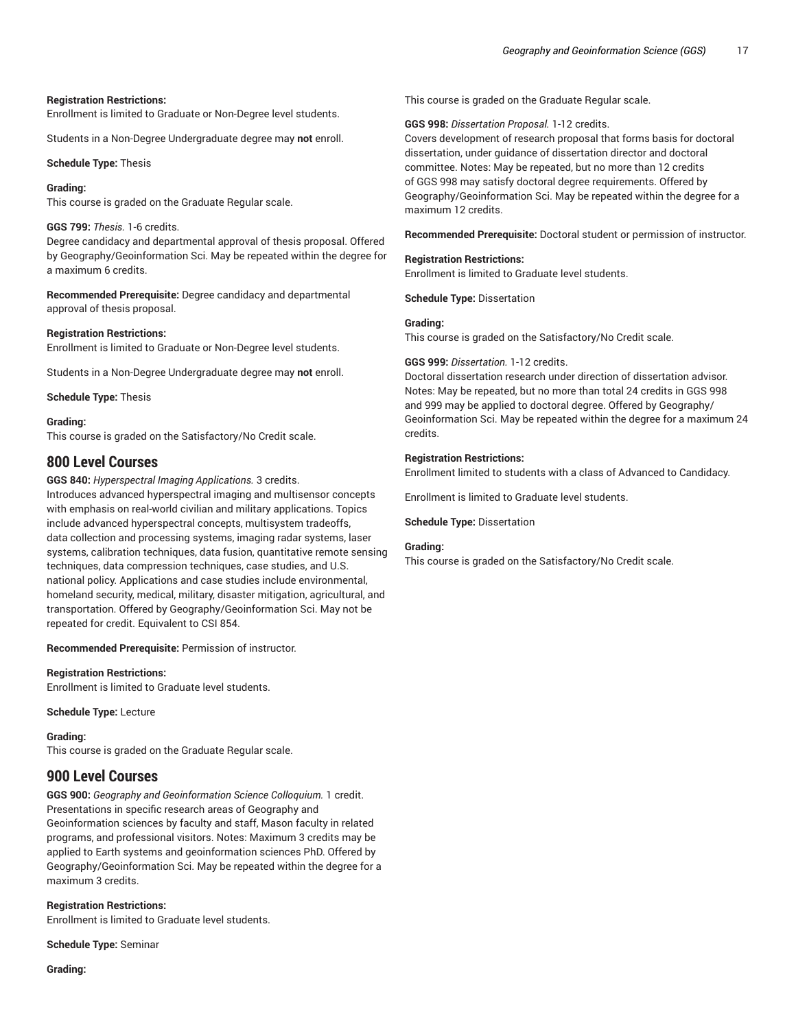**Registration Restrictions:**
Enrollment is limited to Graduate or Non-Degree level students.

Students in a Non-Degree Undergraduate degree may **not** enroll.

**Schedule Type:** Thesis

**Grading:**
This course is graded on the Graduate Regular scale.

**GGS 799:** *Thesis.* 1-6 credits.
Degree candidacy and departmental approval of thesis proposal. Offered by Geography/Geoinformation Sci. May be repeated within the degree for a maximum 6 credits.

**Recommended Prerequisite:** Degree candidacy and departmental approval of thesis proposal.

**Registration Restrictions:**
Enrollment is limited to Graduate or Non-Degree level students.

Students in a Non-Degree Undergraduate degree may **not** enroll.

**Schedule Type:** Thesis

**Grading:**
This course is graded on the Satisfactory/No Credit scale.

## 800 Level Courses

**GGS 840:** *Hyperspectral Imaging Applications.* 3 credits.
Introduces advanced hyperspectral imaging and multisensor concepts with emphasis on real-world civilian and military applications. Topics include advanced hyperspectral concepts, multisystem tradeoffs, data collection and processing systems, imaging radar systems, laser systems, calibration techniques, data fusion, quantitative remote sensing techniques, data compression techniques, case studies, and U.S. national policy. Applications and case studies include environmental, homeland security, medical, military, disaster mitigation, agricultural, and transportation. Offered by Geography/Geoinformation Sci. May not be repeated for credit. Equivalent to CSI 854.

**Recommended Prerequisite:** Permission of instructor.

**Registration Restrictions:**
Enrollment is limited to Graduate level students.

**Schedule Type:** Lecture

**Grading:**
This course is graded on the Graduate Regular scale.

## 900 Level Courses

**GGS 900:** *Geography and Geoinformation Science Colloquium.* 1 credit.
Presentations in specific research areas of Geography and Geoinformation sciences by faculty and staff, Mason faculty in related programs, and professional visitors. Notes: Maximum 3 credits may be applied to Earth systems and geoinformation sciences PhD. Offered by Geography/Geoinformation Sci. May be repeated within the degree for a maximum 3 credits.

**Registration Restrictions:**
Enrollment is limited to Graduate level students.

**Schedule Type:** Seminar

**Grading:**
This course is graded on the Graduate Regular scale.

**GGS 998:** *Dissertation Proposal.* 1-12 credits.
Covers development of research proposal that forms basis for doctoral dissertation, under guidance of dissertation director and doctoral committee. Notes: May be repeated, but no more than 12 credits of GGS 998 may satisfy doctoral degree requirements. Offered by Geography/Geoinformation Sci. May be repeated within the degree for a maximum 12 credits.

**Recommended Prerequisite:** Doctoral student or permission of instructor.

**Registration Restrictions:**
Enrollment is limited to Graduate level students.

**Schedule Type:** Dissertation

**Grading:**
This course is graded on the Satisfactory/No Credit scale.

**GGS 999:** *Dissertation.* 1-12 credits.
Doctoral dissertation research under direction of dissertation advisor. Notes: May be repeated, but no more than total 24 credits in GGS 998 and 999 may be applied to doctoral degree. Offered by Geography/Geoinformation Sci. May be repeated within the degree for a maximum 24 credits.

**Registration Restrictions:**
Enrollment limited to students with a class of Advanced to Candidacy.

Enrollment is limited to Graduate level students.

**Schedule Type:** Dissertation

**Grading:**
This course is graded on the Satisfactory/No Credit scale.